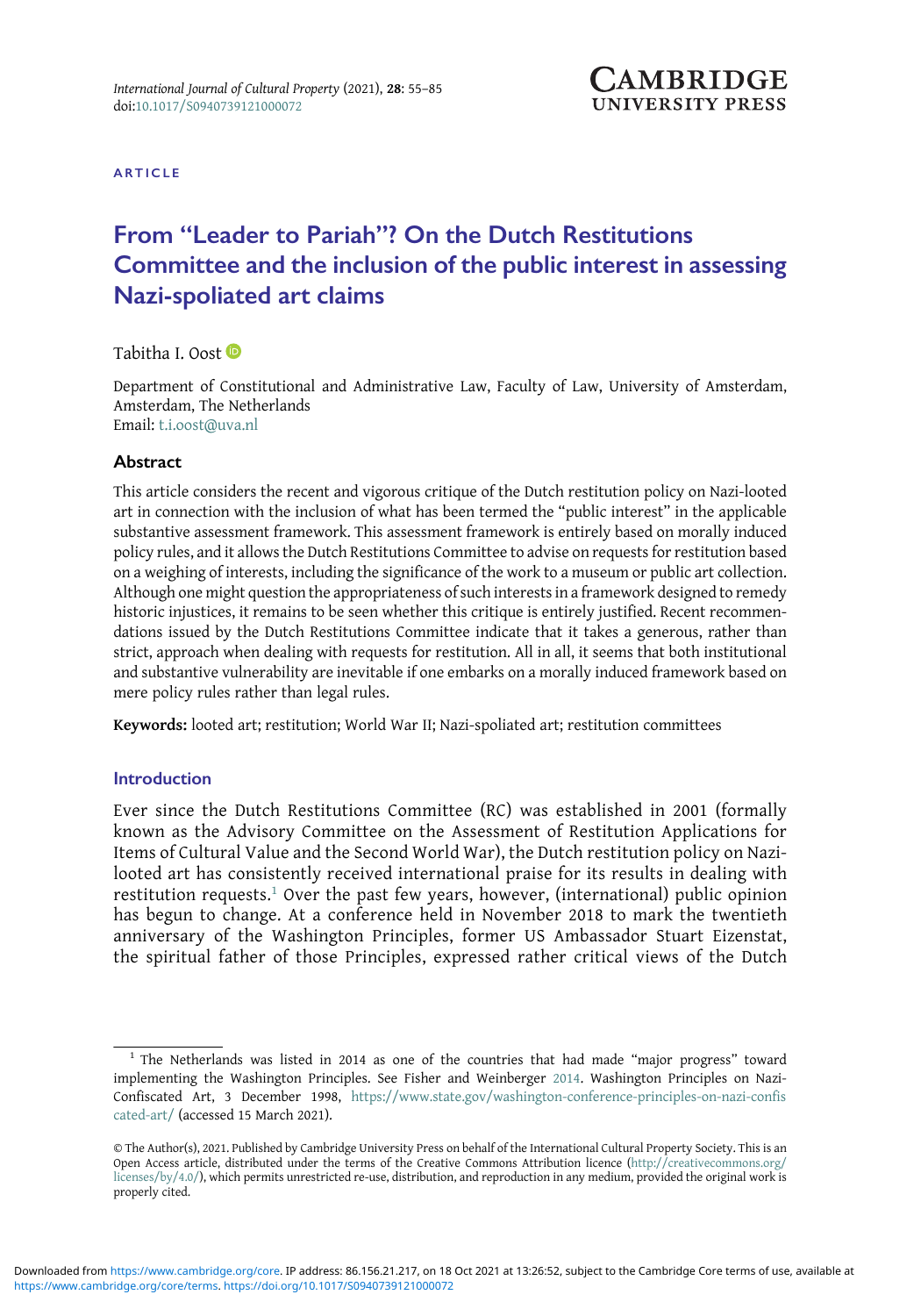ARTICLE

# From "Leader to Pariah"? On the Dutch Restitutions Committee and the inclusion of the public interest in assessing Nazi-spoliated art claims

Tabitha I. Oost

Department of Constitutional and Administrative Law, Faculty of Law, University of Amsterdam, Amsterdam, The Netherlands
Email: t.i.oost@uva.nl

## Abstract

This article considers the recent and vigorous critique of the Dutch restitution policy on Nazi-looted art in connection with the inclusion of what has been termed the "public interest" in the applicable substantive assessment framework. This assessment framework is entirely based on morally induced policy rules, and it allows the Dutch Restitutions Committee to advise on requests for restitution based on a weighing of interests, including the significance of the work to a museum or public art collection. Although one might question the appropriateness of such interests in a framework designed to remedy historic injustices, it remains to be seen whether this critique is entirely justified. Recent recommendations issued by the Dutch Restitutions Committee indicate that it takes a generous, rather than strict, approach when dealing with requests for restitution. All in all, it seems that both institutional and substantive vulnerability are inevitable if one embarks on a morally induced framework based on mere policy rules rather than legal rules.

**Keywords:** looted art; restitution; World War II; Nazi-spoliated art; restitution committees

## Introduction

Ever since the Dutch Restitutions Committee (RC) was established in 2001 (formally known as the Advisory Committee on the Assessment of Restitution Applications for Items of Cultural Value and the Second World War), the Dutch restitution policy on Nazi-looted art has consistently received international praise for its results in dealing with restitution requests.[1] Over the past few years, however, (international) public opinion has begun to change. At a conference held in November 2018 to mark the twentieth anniversary of the Washington Principles, former US Ambassador Stuart Eizenstat, the spiritual father of those Principles, expressed rather critical views of the Dutch

[1] The Netherlands was listed in 2014 as one of the countries that had made "major progress" toward implementing the Washington Principles. See Fisher and Weinberger 2014. Washington Principles on Nazi-Confiscated Art, 3 December 1998, https://www.state.gov/washington-conference-principles-on-nazi-confiscated-art/ (accessed 15 March 2021).

© The Author(s), 2021. Published by Cambridge University Press on behalf of the International Cultural Property Society. This is an Open Access article, distributed under the terms of the Creative Commons Attribution licence (http://creativecommons.org/licenses/by/4.0/), which permits unrestricted re-use, distribution, and reproduction in any medium, provided the original work is properly cited.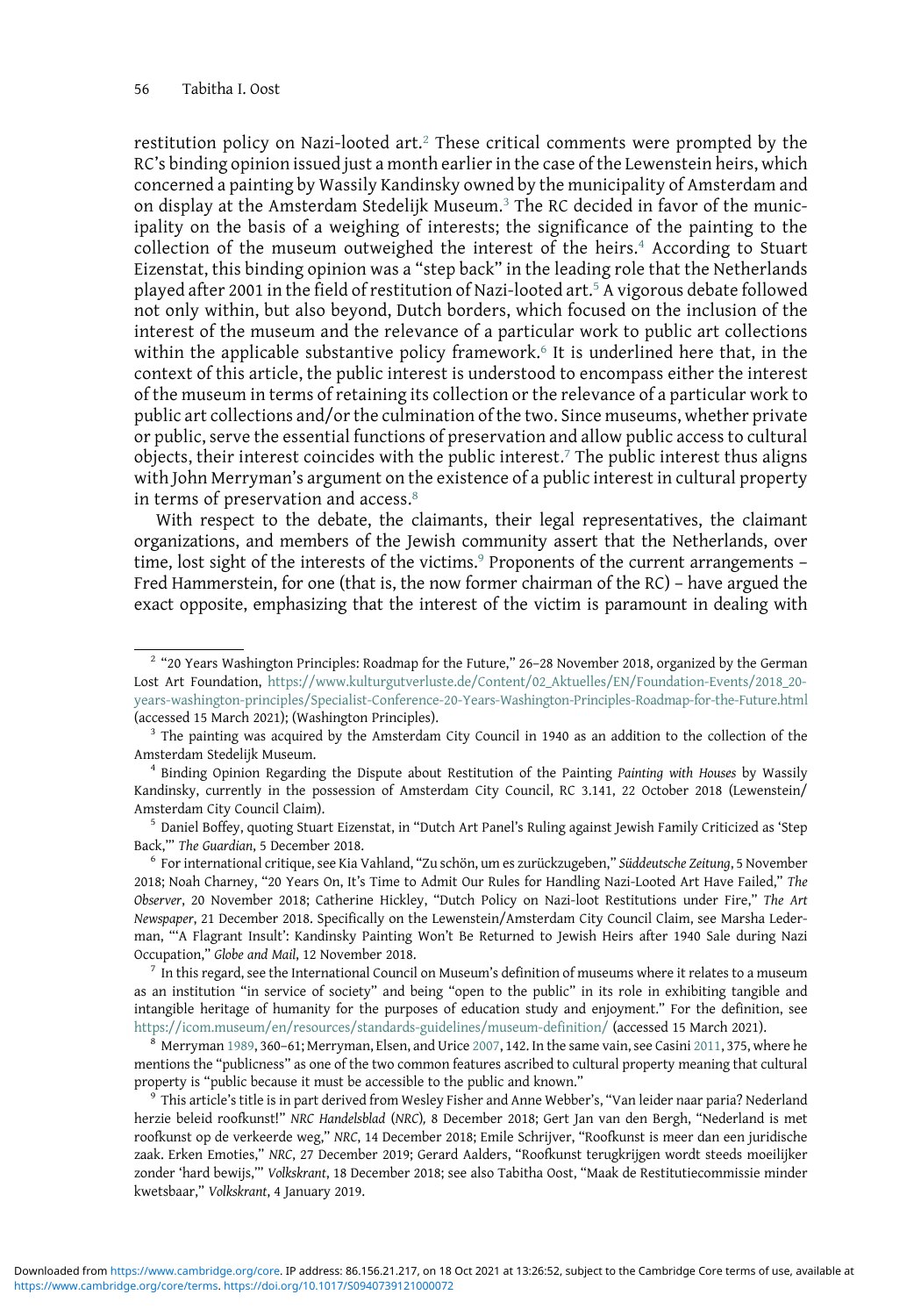restitution policy on Nazi-looted art.[2] These critical comments were prompted by the RC's binding opinion issued just a month earlier in the case of the Lewenstein heirs, which concerned a painting by Wassily Kandinsky owned by the municipality of Amsterdam and on display at the Amsterdam Stedelijk Museum.[3] The RC decided in favor of the municipality on the basis of a weighing of interests; the significance of the painting to the collection of the museum outweighed the interest of the heirs.[4] According to Stuart Eizenstat, this binding opinion was a "step back" in the leading role that the Netherlands played after 2001 in the field of restitution of Nazi-looted art.[5] A vigorous debate followed not only within, but also beyond, Dutch borders, which focused on the inclusion of the interest of the museum and the relevance of a particular work to public art collections within the applicable substantive policy framework.[6] It is underlined here that, in the context of this article, the public interest is understood to encompass either the interest of the museum in terms of retaining its collection or the relevance of a particular work to public art collections and/or the culmination of the two. Since museums, whether private or public, serve the essential functions of preservation and allow public access to cultural objects, their interest coincides with the public interest.[7] The public interest thus aligns with John Merryman's argument on the existence of a public interest in cultural property in terms of preservation and access.[8]

With respect to the debate, the claimants, their legal representatives, the claimant organizations, and members of the Jewish community assert that the Netherlands, over time, lost sight of the interests of the victims.[9] Proponents of the current arrangements – Fred Hammerstein, for one (that is, the now former chairman of the RC) – have argued the exact opposite, emphasizing that the interest of the victim is paramount in dealing with

[2] "20 Years Washington Principles: Roadmap for the Future," 26–28 November 2018, organized by the German Lost Art Foundation, https://www.kulturgutverluste.de/Content/02_Aktuelles/EN/Foundation-Events/2018_20-years-washington-principles/Specialist-Conference-20-Years-Washington-Principles-Roadmap-for-the-Future.html (accessed 15 March 2021); (Washington Principles).

[3] The painting was acquired by the Amsterdam City Council in 1940 as an addition to the collection of the Amsterdam Stedelijk Museum.

[4] Binding Opinion Regarding the Dispute about Restitution of the Painting *Painting with Houses* by Wassily Kandinsky, currently in the possession of Amsterdam City Council, RC 3.141, 22 October 2018 (Lewenstein/Amsterdam City Council Claim).

[5] Daniel Boffey, quoting Stuart Eizenstat, in "Dutch Art Panel's Ruling against Jewish Family Criticized as 'Step Back,'" *The Guardian*, 5 December 2018.

[6] For international critique, see Kia Vahland, "Zu schön, um es zurückzugeben," *Süddeutsche Zeitung*, 5 November 2018; Noah Charney, "20 Years On, It's Time to Admit Our Rules for Handling Nazi-Looted Art Have Failed," *The Observer*, 20 November 2018; Catherine Hickley, "Dutch Policy on Nazi-loot Restitutions under Fire," *The Art Newspaper*, 21 December 2018. Specifically on the Lewenstein/Amsterdam City Council Claim, see Marsha Lederman, "'A Flagrant Insult': Kandinsky Painting Won't Be Returned to Jewish Heirs after 1940 Sale during Nazi Occupation," *Globe and Mail*, 12 November 2018.

[7] In this regard, see the International Council on Museum's definition of museums where it relates to a museum as an institution "in service of society" and being "open to the public" in its role in exhibiting tangible and intangible heritage of humanity for the purposes of education study and enjoyment." For the definition, see https://icom.museum/en/resources/standards-guidelines/museum-definition/ (accessed 15 March 2021).

[8] Merryman 1989, 360–61; Merryman, Elsen, and Urice 2007, 142. In the same vain, see Casini 2011, 375, where he mentions the "publicness" as one of the two common features ascribed to cultural property meaning that cultural property is "public because it must be accessible to the public and known."

[9] This article's title is in part derived from Wesley Fisher and Anne Webber's, "Van leider naar paria? Nederland herzie beleid roofkunst!" *NRC Handelsblad* (*NRC*), 8 December 2018; Gert Jan van den Bergh, "Nederland is met roofkunst op de verkeerde weg," *NRC*, 14 December 2018; Emile Schrijver, "Roofkunst is meer dan een juridische zaak. Erken Emoties," *NRC*, 27 December 2019; Gerard Aalders, "Roofkunst terugkrijgen wordt steeds moeilijker zonder 'hard bewijs,'" *Volkskrant*, 18 December 2018; see also Tabitha Oost, "Maak de Restitutiecommissie minder kwetsbaar," *Volkskrant*, 4 January 2019.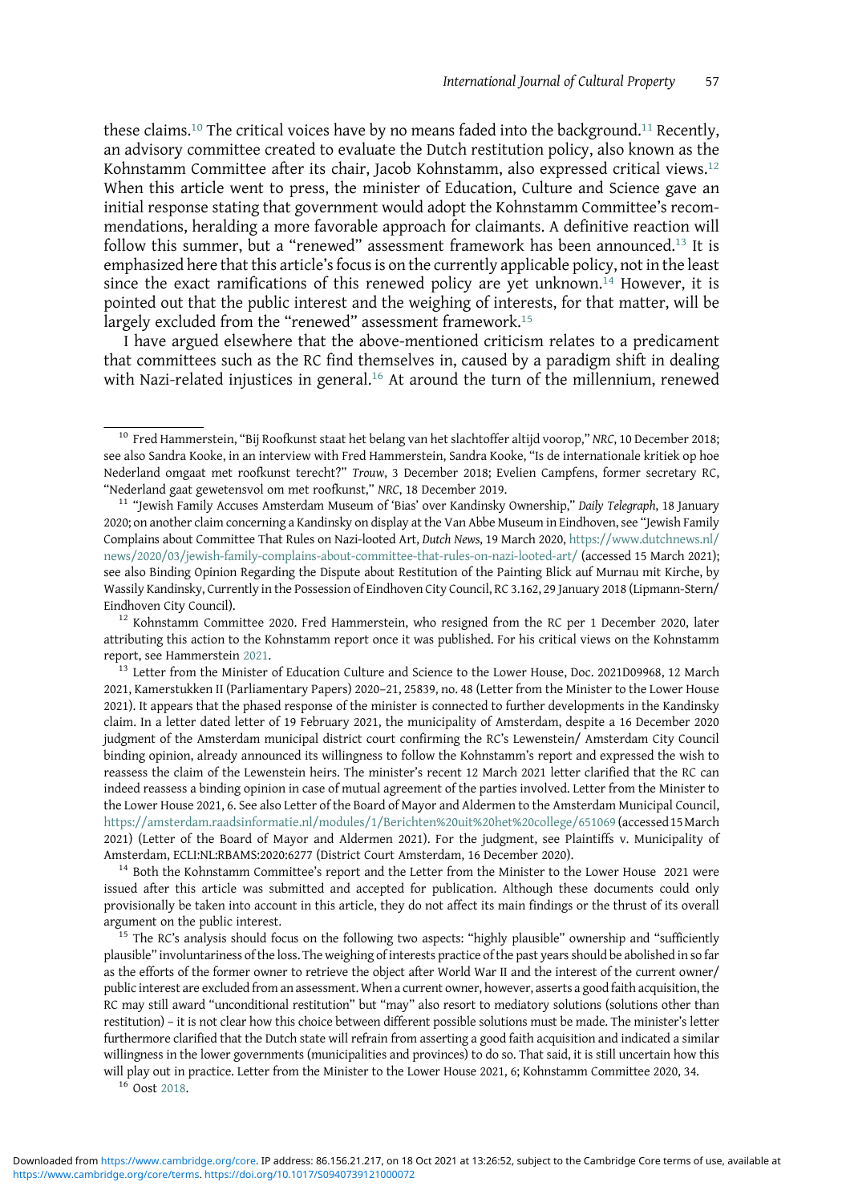these claims.[10] The critical voices have by no means faded into the background.[11] Recently, an advisory committee created to evaluate the Dutch restitution policy, also known as the Kohnstamm Committee after its chair, Jacob Kohnstamm, also expressed critical views.[12] When this article went to press, the minister of Education, Culture and Science gave an initial response stating that government would adopt the Kohnstamm Committee's recommendations, heralding a more favorable approach for claimants. A definitive reaction will follow this summer, but a "renewed" assessment framework has been announced.[13] It is emphasized here that this article's focus is on the currently applicable policy, not in the least since the exact ramifications of this renewed policy are yet unknown.[14] However, it is pointed out that the public interest and the weighing of interests, for that matter, will be largely excluded from the "renewed" assessment framework.[15]

I have argued elsewhere that the above-mentioned criticism relates to a predicament that committees such as the RC find themselves in, caused by a paradigm shift in dealing with Nazi-related injustices in general.[16] At around the turn of the millennium, renewed

---

[10] Fred Hammerstein, "Bij Roofkunst staat het belang van het slachtoffer altijd voorop," *NRC*, 10 December 2018; see also Sandra Kooke, in an interview with Fred Hammerstein, Sandra Kooke, "Is de internationale kritiek op hoe Nederland omgaat met roofkunst terecht?" *Trouw*, 3 December 2018; Evelien Campfens, former secretary RC, "Nederland gaat gewetensvol om met roofkunst," *NRC*, 18 December 2019.

[11] "Jewish Family Accuses Amsterdam Museum of 'Bias' over Kandinsky Ownership," *Daily Telegraph*, 18 January 2020; on another claim concerning a Kandinsky on display at the Van Abbe Museum in Eindhoven, see "Jewish Family Complains about Committee That Rules on Nazi-looted Art, *Dutch News*, 19 March 2020, https://www.dutchnews.nl/news/2020/03/jewish-family-complains-about-committee-that-rules-on-nazi-looted-art/ (accessed 15 March 2021); see also Binding Opinion Regarding the Dispute about Restitution of the Painting Blick auf Murnau mit Kirche, by Wassily Kandinsky, Currently in the Possession of Eindhoven City Council, RC 3.162, 29 January 2018 (Lipmann-Stern/Eindhoven City Council).

[12] Kohnstamm Committee 2020. Fred Hammerstein, who resigned from the RC per 1 December 2020, later attributing this action to the Kohnstamm report once it was published. For his critical views on the Kohnstamm report, see Hammerstein 2021.

[13] Letter from the Minister of Education Culture and Science to the Lower House, Doc. 2021D09968, 12 March 2021, Kamerstukken II (Parliamentary Papers) 2020–21, 25839, no. 48 (Letter from the Minister to the Lower House 2021). It appears that the phased response of the minister is connected to further developments in the Kandinsky claim. In a letter dated letter of 19 February 2021, the municipality of Amsterdam, despite a 16 December 2020 judgment of the Amsterdam municipal district court confirming the RC's Lewenstein/ Amsterdam City Council binding opinion, already announced its willingness to follow the Kohnstamm's report and expressed the wish to reassess the claim of the Lewenstein heirs. The minister's recent 12 March 2021 letter clarified that the RC can indeed reassess a binding opinion in case of mutual agreement of the parties involved. Letter from the Minister to the Lower House 2021, 6. See also Letter of the Board of Mayor and Aldermen to the Amsterdam Municipal Council, https://amsterdam.raadsinformatie.nl/modules/1/Berichten%20uit%20het%20college/651069 (accessed 15 March 2021) (Letter of the Board of Mayor and Aldermen 2021). For the judgment, see Plaintiffs v. Municipality of Amsterdam, ECLI:NL:RBAMS:2020:6277 (District Court Amsterdam, 16 December 2020).

[14] Both the Kohnstamm Committee's report and the Letter from the Minister to the Lower House 2021 were issued after this article was submitted and accepted for publication. Although these documents could only provisionally be taken into account in this article, they do not affect its main findings or the thrust of its overall argument on the public interest.

[15] The RC's analysis should focus on the following two aspects: "highly plausible" ownership and "sufficiently plausible" involuntariness of the loss. The weighing of interests practice of the past years should be abolished in so far as the efforts of the former owner to retrieve the object after World War II and the interest of the current owner/public interest are excluded from an assessment. When a current owner, however, asserts a good faith acquisition, the RC may still award "unconditional restitution" but "may" also resort to mediatory solutions (solutions other than restitution) – it is not clear how this choice between different possible solutions must be made. The minister's letter furthermore clarified that the Dutch state will refrain from asserting a good faith acquisition and indicated a similar willingness in the lower governments (municipalities and provinces) to do so. That said, it is still uncertain how this will play out in practice. Letter from the Minister to the Lower House 2021, 6; Kohnstamm Committee 2020, 34.

[16] Oost 2018.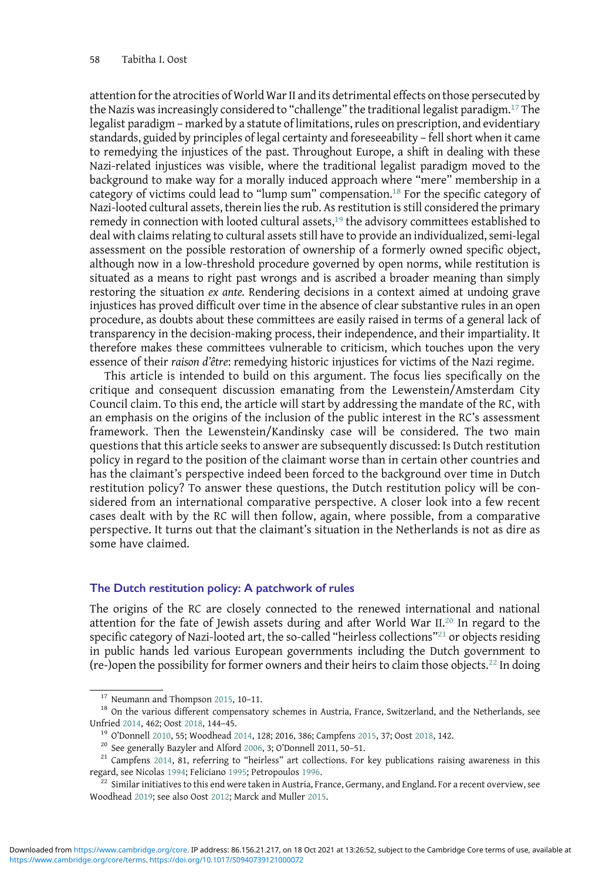attention for the atrocities of World War II and its detrimental effects on those persecuted by the Nazis was increasingly considered to "challenge" the traditional legalist paradigm.[17] The legalist paradigm – marked by a statute of limitations, rules on prescription, and evidentiary standards, guided by principles of legal certainty and foreseeability – fell short when it came to remedying the injustices of the past. Throughout Europe, a shift in dealing with these Nazi-related injustices was visible, where the traditional legalist paradigm moved to the background to make way for a morally induced approach where "mere" membership in a category of victims could lead to "lump sum" compensation.[18] For the specific category of Nazi-looted cultural assets, therein lies the rub. As restitution is still considered the primary remedy in connection with looted cultural assets,[19] the advisory committees established to deal with claims relating to cultural assets still have to provide an individualized, semi-legal assessment on the possible restoration of ownership of a formerly owned specific object, although now in a low-threshold procedure governed by open norms, while restitution is situated as a means to right past wrongs and is ascribed a broader meaning than simply restoring the situation *ex ante.* Rendering decisions in a context aimed at undoing grave injustices has proved difficult over time in the absence of clear substantive rules in an open procedure, as doubts about these committees are easily raised in terms of a general lack of transparency in the decision-making process, their independence, and their impartiality. It therefore makes these committees vulnerable to criticism, which touches upon the very essence of their *raison d'être*: remedying historic injustices for victims of the Nazi regime.

This article is intended to build on this argument. The focus lies specifically on the critique and consequent discussion emanating from the Lewenstein/Amsterdam City Council claim. To this end, the article will start by addressing the mandate of the RC, with an emphasis on the origins of the inclusion of the public interest in the RC's assessment framework. Then the Lewenstein/Kandinsky case will be considered. The two main questions that this article seeks to answer are subsequently discussed: Is Dutch restitution policy in regard to the position of the claimant worse than in certain other countries and has the claimant's perspective indeed been forced to the background over time in Dutch restitution policy? To answer these questions, the Dutch restitution policy will be considered from an international comparative perspective. A closer look into a few recent cases dealt with by the RC will then follow, again, where possible, from a comparative perspective. It turns out that the claimant's situation in the Netherlands is not as dire as some have claimed.

## The Dutch restitution policy: A patchwork of rules

The origins of the RC are closely connected to the renewed international and national attention for the fate of Jewish assets during and after World War II.[20] In regard to the specific category of Nazi-looted art, the so-called "heirless collections"[21] or objects residing in public hands led various European governments including the Dutch government to (re-)open the possibility for former owners and their heirs to claim those objects.[22] In doing

---

[17] Neumann and Thompson 2015, 10–11.

[18] On the various different compensatory schemes in Austria, France, Switzerland, and the Netherlands, see Unfried 2014, 462; Oost 2018, 144–45.

[19] O'Donnell 2010, 55; Woodhead 2014, 128; 2016, 386; Campfens 2015, 37; Oost 2018, 142.

[20] See generally Bazyler and Alford 2006, 3; O'Donnell 2011, 50–51.

[21] Campfens 2014, 81, referring to "heirless" art collections. For key publications raising awareness in this regard, see Nicolas 1994; Feliciano 1995; Petropoulos 1996.

[22] Similar initiatives to this end were taken in Austria, France, Germany, and England. For a recent overview, see Woodhead 2019; see also Oost 2012; Marck and Muller 2015.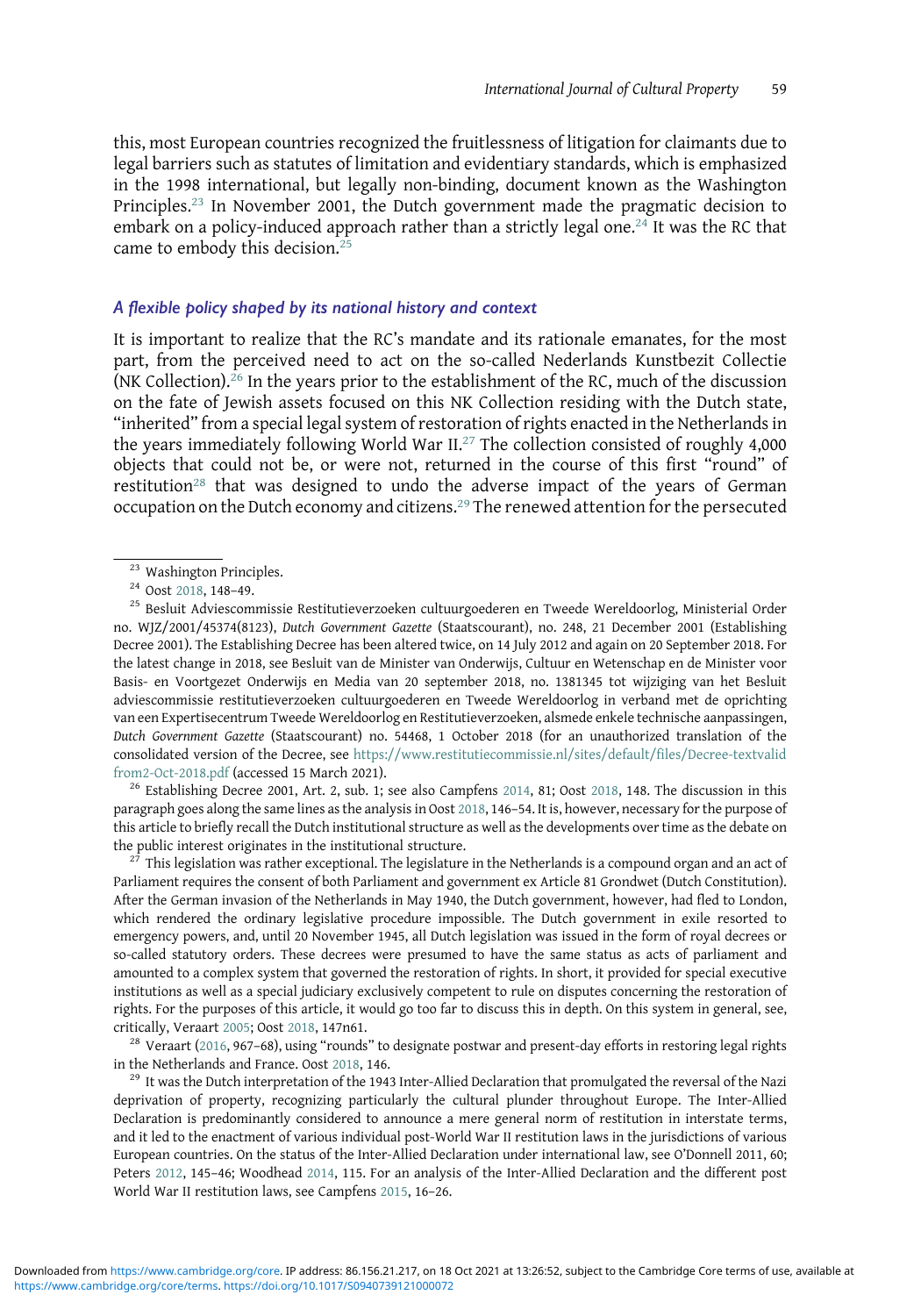this, most European countries recognized the fruitlessness of litigation for claimants due to legal barriers such as statutes of limitation and evidentiary standards, which is emphasized in the 1998 international, but legally non-binding, document known as the Washington Principles.[23] In November 2001, the Dutch government made the pragmatic decision to embark on a policy-induced approach rather than a strictly legal one.[24] It was the RC that came to embody this decision.[25]

### *A flexible policy shaped by its national history and context*

It is important to realize that the RC's mandate and its rationale emanates, for the most part, from the perceived need to act on the so-called Nederlands Kunstbezit Collectie (NK Collection).[26] In the years prior to the establishment of the RC, much of the discussion on the fate of Jewish assets focused on this NK Collection residing with the Dutch state, "inherited" from a special legal system of restoration of rights enacted in the Netherlands in the years immediately following World War II.[27] The collection consisted of roughly 4,000 objects that could not be, or were not, returned in the course of this first "round" of restitution[28] that was designed to undo the adverse impact of the years of German occupation on the Dutch economy and citizens.[29] The renewed attention for the persecuted

---

[23] Washington Principles.

[24] Oost 2018, 148–49.

[25] Besluit Adviescommissie Restitutieverzoeken cultuurgoederen en Tweede Wereldoorlog, Ministerial Order no. WJZ/2001/45374(8123), *Dutch Government Gazette* (Staatscourant), no. 248, 21 December 2001 (Establishing Decree 2001). The Establishing Decree has been altered twice, on 14 July 2012 and again on 20 September 2018. For the latest change in 2018, see Besluit van de Minister van Onderwijs, Cultuur en Wetenschap en de Minister voor Basis- en Voortgezet Onderwijs en Media van 20 september 2018, no. 1381345 tot wijziging van het Besluit adviescommissie restitutieverzoeken cultuurgoederen en Tweede Wereldoorlog in verband met de oprichting van een Expertisecentrum Tweede Wereldoorlog en Restitutieverzoeken, alsmede enkele technische aanpassingen, *Dutch Government Gazette* (Staatscourant) no. 54468, 1 October 2018 (for an unauthorized translation of the consolidated version of the Decree, see https://www.restitutiecommissie.nl/sites/default/files/Decree-textvalidfrom2-Oct-2018.pdf (accessed 15 March 2021).

[26] Establishing Decree 2001, Art. 2, sub. 1; see also Campfens 2014, 81; Oost 2018, 148. The discussion in this paragraph goes along the same lines as the analysis in Oost 2018, 146–54. It is, however, necessary for the purpose of this article to briefly recall the Dutch institutional structure as well as the developments over time as the debate on the public interest originates in the institutional structure.

[27] This legislation was rather exceptional. The legislature in the Netherlands is a compound organ and an act of Parliament requires the consent of both Parliament and government ex Article 81 Grondwet (Dutch Constitution). After the German invasion of the Netherlands in May 1940, the Dutch government, however, had fled to London, which rendered the ordinary legislative procedure impossible. The Dutch government in exile resorted to emergency powers, and, until 20 November 1945, all Dutch legislation was issued in the form of royal decrees or so-called statutory orders. These decrees were presumed to have the same status as acts of parliament and amounted to a complex system that governed the restoration of rights. In short, it provided for special executive institutions as well as a special judiciary exclusively competent to rule on disputes concerning the restoration of rights. For the purposes of this article, it would go too far to discuss this in depth. On this system in general, see, critically, Veraart 2005; Oost 2018, 147n61.

[28] Veraart (2016, 967–68), using "rounds" to designate postwar and present-day efforts in restoring legal rights in the Netherlands and France. Oost 2018, 146.

[29] It was the Dutch interpretation of the 1943 Inter-Allied Declaration that promulgated the reversal of the Nazi deprivation of property, recognizing particularly the cultural plunder throughout Europe. The Inter-Allied Declaration is predominantly considered to announce a mere general norm of restitution in interstate terms, and it led to the enactment of various individual post-World War II restitution laws in the jurisdictions of various European countries. On the status of the Inter-Allied Declaration under international law, see O'Donnell 2011, 60; Peters 2012, 145–46; Woodhead 2014, 115. For an analysis of the Inter-Allied Declaration and the different post World War II restitution laws, see Campfens 2015, 16–26.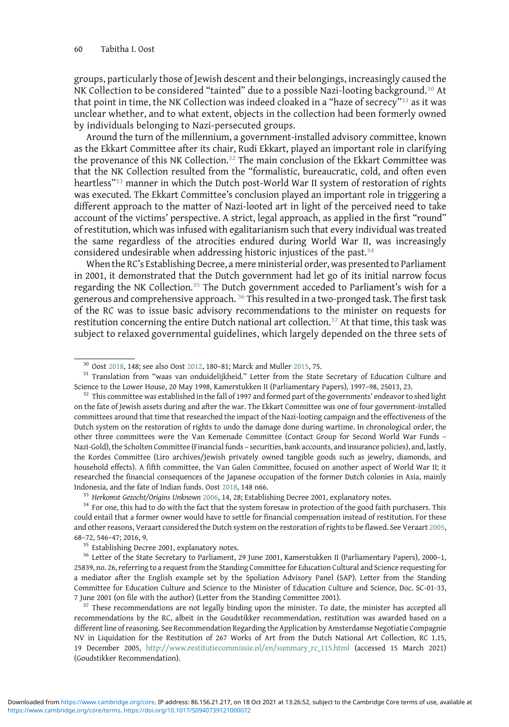groups, particularly those of Jewish descent and their belongings, increasingly caused the NK Collection to be considered "tainted" due to a possible Nazi-looting background.[30] At that point in time, the NK Collection was indeed cloaked in a "haze of secrecy"[31] as it was unclear whether, and to what extent, objects in the collection had been formerly owned by individuals belonging to Nazi-persecuted groups.

Around the turn of the millennium, a government-installed advisory committee, known as the Ekkart Committee after its chair, Rudi Ekkart, played an important role in clarifying the provenance of this NK Collection.[32] The main conclusion of the Ekkart Committee was that the NK Collection resulted from the "formalistic, bureaucratic, cold, and often even heartless"[33] manner in which the Dutch post-World War II system of restoration of rights was executed. The Ekkart Committee's conclusion played an important role in triggering a different approach to the matter of Nazi-looted art in light of the perceived need to take account of the victims' perspective. A strict, legal approach, as applied in the first "round" of restitution, which was infused with egalitarianism such that every individual was treated the same regardless of the atrocities endured during World War II, was increasingly considered undesirable when addressing historic injustices of the past.[34]

When the RC's Establishing Decree, a mere ministerial order, was presented to Parliament in 2001, it demonstrated that the Dutch government had let go of its initial narrow focus regarding the NK Collection.[35] The Dutch government acceded to Parliament's wish for a generous and comprehensive approach. [36] This resulted in a two-pronged task. The first task of the RC was to issue basic advisory recommendations to the minister on requests for restitution concerning the entire Dutch national art collection.[37] At that time, this task was subject to relaxed governmental guidelines, which largely depended on the three sets of

---

[30] Oost 2018, 148; see also Oost 2012, 180–81; Marck and Muller 2015, 75.

[31] Translation from "waas van onduidelijkheid." Letter from the State Secretary of Education Culture and Science to the Lower House, 20 May 1998, Kamerstukken II (Parliamentary Papers), 1997–98, 25013, 23.

[32] This committee was established in the fall of 1997 and formed part of the governments' endeavor to shed light on the fate of Jewish assets during and after the war. The Ekkart Committee was one of four government-installed committees around that time that researched the impact of the Nazi-looting campaign and the effectiveness of the Dutch system on the restoration of rights to undo the damage done during wartime. In chronological order, the other three committees were the Van Kemenade Committee (Contact Group for Second World War Funds – Nazi-Gold), the Scholten Committee (Financial funds – securities, bank accounts, and insurance policies), and, lastly, the Kordes Committee (Liro archives/Jewish privately owned tangible goods such as jewelry, diamonds, and household effects). A fifth committee, the Van Galen Committee, focused on another aspect of World War II; it researched the financial consequences of the Japanese occupation of the former Dutch colonies in Asia, mainly Indonesia, and the fate of Indian funds. Oost 2018, 148 n66.

[33] *Herkomst Gezocht/Origins Unknown* 2006, 14, 28; Establishing Decree 2001, explanatory notes.

[34] For one, this had to do with the fact that the system foresaw in protection of the good faith purchasers. This could entail that a former owner would have to settle for financial compensation instead of restitution. For these and other reasons, Veraart considered the Dutch system on the restoration of rights to be flawed. See Veraart 2005, 68–72, 546–47; 2016, 9.

[35] Establishing Decree 2001, explanatory notes.

[36] Letter of the State Secretary to Parliament, 29 June 2001, Kamerstukken II (Parliamentary Papers), 2000–1, 25839, no. 26, referring to a request from the Standing Committee for Education Cultural and Science requesting for a mediator after the English example set by the Spoliation Advisory Panel (SAP). Letter from the Standing Committee for Education Culture and Science to the Minister of Education Culture and Science, Doc. SC-01-33, 7 June 2001 (on file with the author) (Letter from the Standing Committee 2001).

[37] These recommendations are not legally binding upon the minister. To date, the minister has accepted all recommendations by the RC, albeit in the Goudstikker recommendation, restitution was awarded based on a different line of reasoning. See Recommendation Regarding the Application by Amsterdamse Negotiatie Compagnie NV in Liquidation for the Restitution of 267 Works of Art from the Dutch National Art Collection, RC 1.15, 19 December 2005, http://www.restitutiecommissie.nl/en/summary_rc_115.html (accessed 15 March 2021) (Goudstikker Recommendation).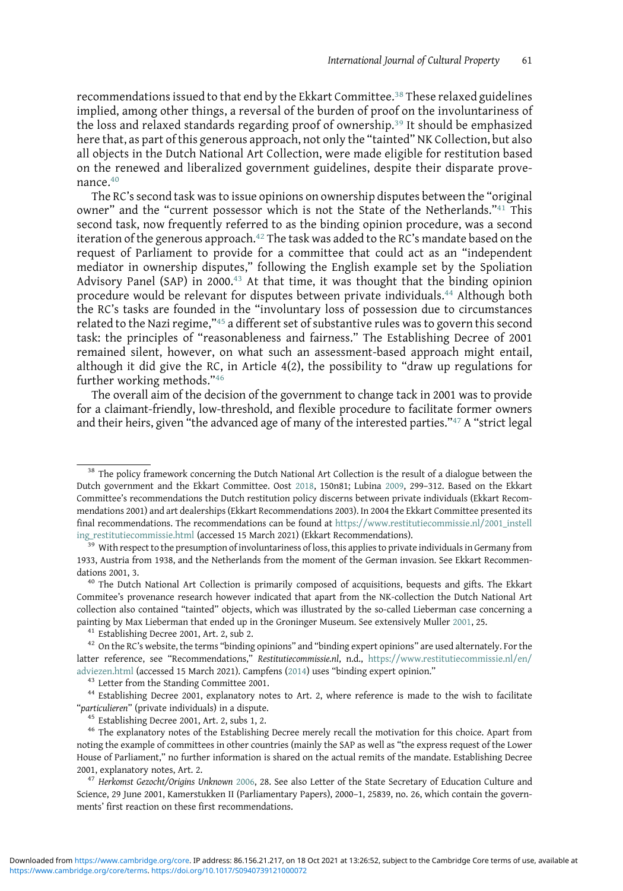recommendations issued to that end by the Ekkart Committee.[38] These relaxed guidelines implied, among other things, a reversal of the burden of proof on the involuntariness of the loss and relaxed standards regarding proof of ownership.[39] It should be emphasized here that, as part of this generous approach, not only the "tainted" NK Collection, but also all objects in the Dutch National Art Collection, were made eligible for restitution based on the renewed and liberalized government guidelines, despite their disparate provenance.[40]

The RC's second task was to issue opinions on ownership disputes between the "original owner" and the "current possessor which is not the State of the Netherlands."[41] This second task, now frequently referred to as the binding opinion procedure, was a second iteration of the generous approach.[42] The task was added to the RC's mandate based on the request of Parliament to provide for a committee that could act as an "independent mediator in ownership disputes," following the English example set by the Spoliation Advisory Panel (SAP) in 2000.[43] At that time, it was thought that the binding opinion procedure would be relevant for disputes between private individuals.[44] Although both the RC's tasks are founded in the "involuntary loss of possession due to circumstances related to the Nazi regime,"[45] a different set of substantive rules was to govern this second task: the principles of "reasonableness and fairness." The Establishing Decree of 2001 remained silent, however, on what such an assessment-based approach might entail, although it did give the RC, in Article 4(2), the possibility to "draw up regulations for further working methods."[46]

The overall aim of the decision of the government to change tack in 2001 was to provide for a claimant-friendly, low-threshold, and flexible procedure to facilitate former owners and their heirs, given "the advanced age of many of the interested parties."[47] A "strict legal

---

[38] The policy framework concerning the Dutch National Art Collection is the result of a dialogue between the Dutch government and the Ekkart Committee. Oost 2018, 150n81; Lubina 2009, 299–312. Based on the Ekkart Committee's recommendations the Dutch restitution policy discerns between private individuals (Ekkart Recommendations 2001) and art dealerships (Ekkart Recommendations 2003). In 2004 the Ekkart Committee presented its final recommendations. The recommendations can be found at https://www.restitutiecommissie.nl/2001_instelling_restitutiecommissie.html (accessed 15 March 2021) (Ekkart Recommendations).

[39] With respect to the presumption of involuntariness of loss, this applies to private individuals in Germany from 1933, Austria from 1938, and the Netherlands from the moment of the German invasion. See Ekkart Recommendations 2001, 3.

[40] The Dutch National Art Collection is primarily composed of acquisitions, bequests and gifts. The Ekkart Commitee's provenance research however indicated that apart from the NK-collection the Dutch National Art collection also contained "tainted" objects, which was illustrated by the so-called Lieberman case concerning a painting by Max Lieberman that ended up in the Groninger Museum. See extensively Muller 2001, 25.

[41] Establishing Decree 2001, Art. 2, sub 2.

[42] On the RC's website, the terms "binding opinions" and "binding expert opinions" are used alternately. For the latter reference, see "Recommendations," *Restitutiecommissie.nl*, n.d., https://www.restitutiecommissie.nl/en/adviezen.html (accessed 15 March 2021). Campfens (2014) uses "binding expert opinion."

[43] Letter from the Standing Committee 2001.

[44] Establishing Decree 2001, explanatory notes to Art. 2, where reference is made to the wish to facilitate "*particulieren*" (private individuals) in a dispute.

[45] Establishing Decree 2001, Art. 2, subs 1, 2.

[46] The explanatory notes of the Establishing Decree merely recall the motivation for this choice. Apart from noting the example of committees in other countries (mainly the SAP as well as "the express request of the Lower House of Parliament," no further information is shared on the actual remits of the mandate. Establishing Decree 2001, explanatory notes, Art. 2.

[47] *Herkomst Gezocht/Origins Unknown* 2006, 28. See also Letter of the State Secretary of Education Culture and Science, 29 June 2001, Kamerstukken II (Parliamentary Papers), 2000–1, 25839, no. 26, which contain the governments' first reaction on these first recommendations.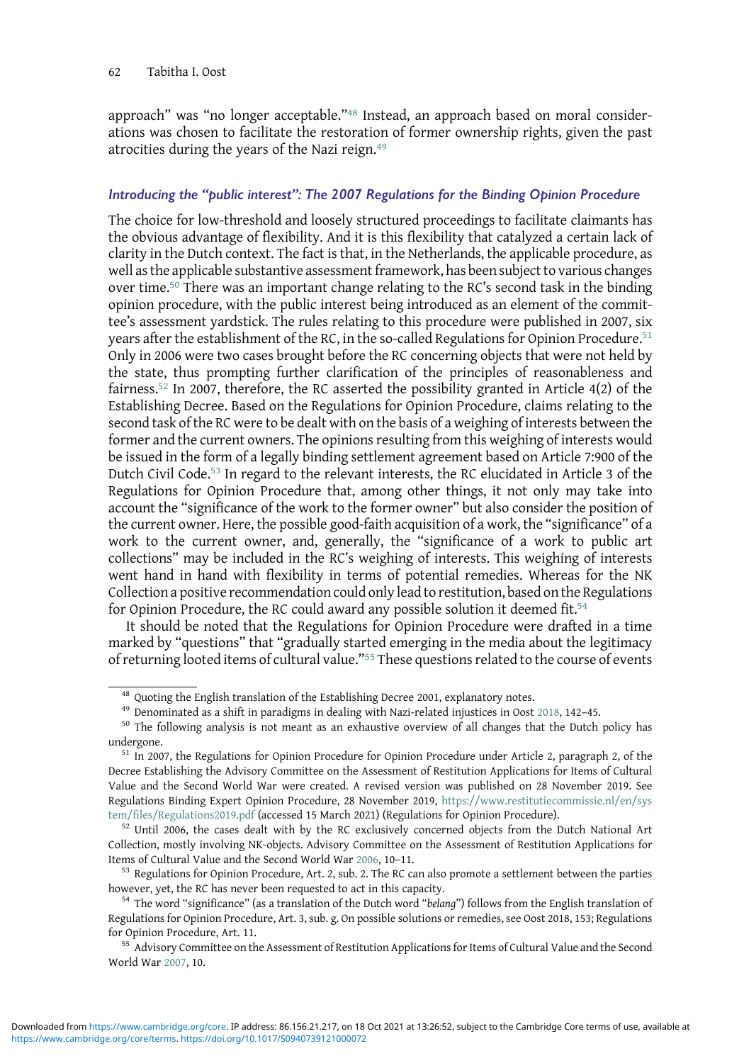approach" was "no longer acceptable."[48] Instead, an approach based on moral considerations was chosen to facilitate the restoration of former ownership rights, given the past atrocities during the years of the Nazi reign.[49]

### *Introducing the "public interest": The 2007 Regulations for the Binding Opinion Procedure*

The choice for low-threshold and loosely structured proceedings to facilitate claimants has the obvious advantage of flexibility. And it is this flexibility that catalyzed a certain lack of clarity in the Dutch context. The fact is that, in the Netherlands, the applicable procedure, as well as the applicable substantive assessment framework, has been subject to various changes over time.[50] There was an important change relating to the RC's second task in the binding opinion procedure, with the public interest being introduced as an element of the committee's assessment yardstick. The rules relating to this procedure were published in 2007, six years after the establishment of the RC, in the so-called Regulations for Opinion Procedure.[51] Only in 2006 were two cases brought before the RC concerning objects that were not held by the state, thus prompting further clarification of the principles of reasonableness and fairness.[52] In 2007, therefore, the RC asserted the possibility granted in Article 4(2) of the Establishing Decree. Based on the Regulations for Opinion Procedure, claims relating to the second task of the RC were to be dealt with on the basis of a weighing of interests between the former and the current owners. The opinions resulting from this weighing of interests would be issued in the form of a legally binding settlement agreement based on Article 7:900 of the Dutch Civil Code.[53] In regard to the relevant interests, the RC elucidated in Article 3 of the Regulations for Opinion Procedure that, among other things, it not only may take into account the "significance of the work to the former owner" but also consider the position of the current owner. Here, the possible good-faith acquisition of a work, the "significance" of a work to the current owner, and, generally, the "significance of a work to public art collections" may be included in the RC's weighing of interests. This weighing of interests went hand in hand with flexibility in terms of potential remedies. Whereas for the NK Collection a positive recommendation could only lead to restitution, based on the Regulations for Opinion Procedure, the RC could award any possible solution it deemed fit.[54]

It should be noted that the Regulations for Opinion Procedure were drafted in a time marked by "questions" that "gradually started emerging in the media about the legitimacy of returning looted items of cultural value."[55] These questions related to the course of events

---

[48] Quoting the English translation of the Establishing Decree 2001, explanatory notes.

[49] Denominated as a shift in paradigms in dealing with Nazi-related injustices in Oost 2018, 142–45.

[50] The following analysis is not meant as an exhaustive overview of all changes that the Dutch policy has undergone.

[51] In 2007, the Regulations for Opinion Procedure for Opinion Procedure under Article 2, paragraph 2, of the Decree Establishing the Advisory Committee on the Assessment of Restitution Applications for Items of Cultural Value and the Second World War were created. A revised version was published on 28 November 2019. See Regulations Binding Expert Opinion Procedure, 28 November 2019, https://www.restitutiecommissie.nl/en/system/files/Regulations2019.pdf (accessed 15 March 2021) (Regulations for Opinion Procedure).

[52] Until 2006, the cases dealt with by the RC exclusively concerned objects from the Dutch National Art Collection, mostly involving NK-objects. Advisory Committee on the Assessment of Restitution Applications for Items of Cultural Value and the Second World War 2006, 10–11.

[53] Regulations for Opinion Procedure, Art. 2, sub. 2. The RC can also promote a settlement between the parties however, yet, the RC has never been requested to act in this capacity.

[54] The word "significance" (as a translation of the Dutch word "*belang*") follows from the English translation of Regulations for Opinion Procedure, Art. 3, sub. g. On possible solutions or remedies, see Oost 2018, 153; Regulations for Opinion Procedure, Art. 11.

[55] Advisory Committee on the Assessment of Restitution Applications for Items of Cultural Value and the Second World War 2007, 10.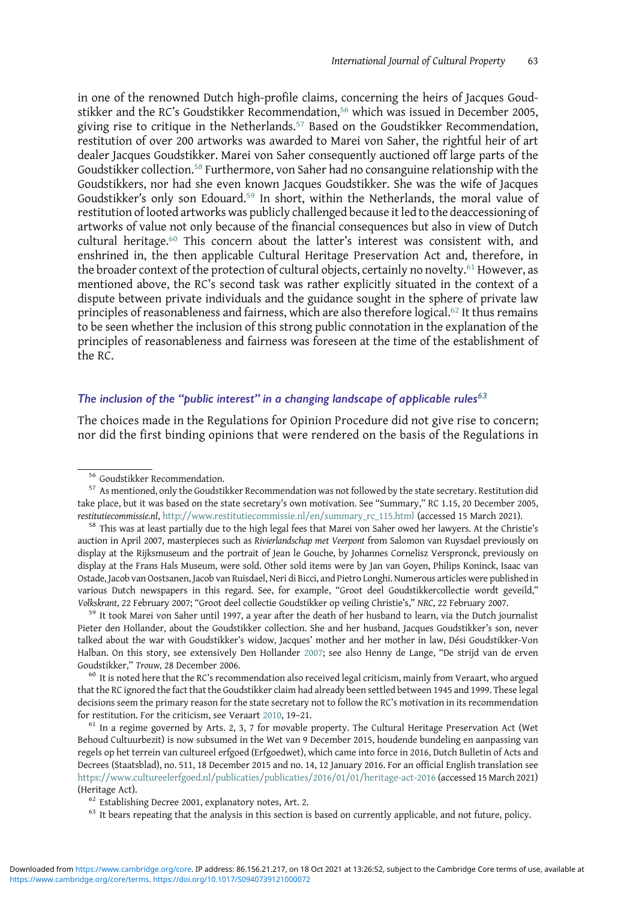in one of the renowned Dutch high-profile claims, concerning the heirs of Jacques Goudstikker and the RC's Goudstikker Recommendation,[56] which was issued in December 2005, giving rise to critique in the Netherlands.[57] Based on the Goudstikker Recommendation, restitution of over 200 artworks was awarded to Marei von Saher, the rightful heir of art dealer Jacques Goudstikker. Marei von Saher consequently auctioned off large parts of the Goudstikker collection.[58] Furthermore, von Saher had no consanguine relationship with the Goudstikkers, nor had she even known Jacques Goudstikker. She was the wife of Jacques Goudstikker's only son Edouard.[59] In short, within the Netherlands, the moral value of restitution of looted artworks was publicly challenged because it led to the deaccessioning of artworks of value not only because of the financial consequences but also in view of Dutch cultural heritage.[60] This concern about the latter's interest was consistent with, and enshrined in, the then applicable Cultural Heritage Preservation Act and, therefore, in the broader context of the protection of cultural objects, certainly no novelty.[61] However, as mentioned above, the RC's second task was rather explicitly situated in the context of a dispute between private individuals and the guidance sought in the sphere of private law principles of reasonableness and fairness, which are also therefore logical.[62] It thus remains to be seen whether the inclusion of this strong public connotation in the explanation of the principles of reasonableness and fairness was foreseen at the time of the establishment of the RC.

### *The inclusion of the "public interest" in a changing landscape of applicable rules*[63]

The choices made in the Regulations for Opinion Procedure did not give rise to concern; nor did the first binding opinions that were rendered on the basis of the Regulations in

---

[56] Goudstikker Recommendation.

[57] As mentioned, only the Goudstikker Recommendation was not followed by the state secretary. Restitution did take place, but it was based on the state secretary's own motivation. See "Summary," RC 1.15, 20 December 2005, *restitutiecommissie.nl*, http://www.restitutiecommissie.nl/en/summary_rc_115.html (accessed 15 March 2021).

[58] This was at least partially due to the high legal fees that Marei von Saher owed her lawyers. At the Christie's auction in April 2007, masterpieces such as *Rivierlandschap met Veerpont* from Salomon van Ruysdael previously on display at the Rijksmuseum and the portrait of Jean le Gouche, by Johannes Cornelisz Verspronck, previously on display at the Frans Hals Museum, were sold. Other sold items were by Jan van Goyen, Philips Koninck, Isaac van Ostade, Jacob van Oostsanen, Jacob van Ruisdael, Neri di Bicci, and Pietro Longhi. Numerous articles were published in various Dutch newspapers in this regard. See, for example, "Groot deel Goudstikkercollectie wordt geveild," *Volkskrant*, 22 February 2007; "Groot deel collectie Goudstikker op veiling Christie's," *NRC*, 22 February 2007.

[59] It took Marei von Saher until 1997, a year after the death of her husband to learn, via the Dutch journalist Pieter den Hollander, about the Goudstikker collection. She and her husband, Jacques Goudstikker's son, never talked about the war with Goudstikker's widow, Jacques' mother and her mother in law, Dési Goudstikker-Von Halban. On this story, see extensively Den Hollander 2007; see also Henny de Lange, "De strijd van de erven Goudstikker," *Trouw*, 28 December 2006.

[60] It is noted here that the RC's recommendation also received legal criticism, mainly from Veraart, who argued that the RC ignored the fact that the Goudstikker claim had already been settled between 1945 and 1999. These legal decisions seem the primary reason for the state secretary not to follow the RC's motivation in its recommendation for restitution. For the criticism, see Veraart 2010, 19–21.

[61] In a regime governed by Arts. 2, 3, 7 for movable property. The Cultural Heritage Preservation Act (Wet Behoud Cultuurbezit) is now subsumed in the Wet van 9 December 2015, houdende bundeling en aanpassing van regels op het terrein van cultureel erfgoed (Erfgoedwet), which came into force in 2016, Dutch Bulletin of Acts and Decrees (Staatsblad), no. 511, 18 December 2015 and no. 14, 12 January 2016. For an official English translation see https://www.cultureelerfgoed.nl/publicaties/publicaties/2016/01/01/heritage-act-2016 (accessed 15 March 2021) (Heritage Act).

[62] Establishing Decree 2001, explanatory notes, Art. 2.

[63] It bears repeating that the analysis in this section is based on currently applicable, and not future, policy.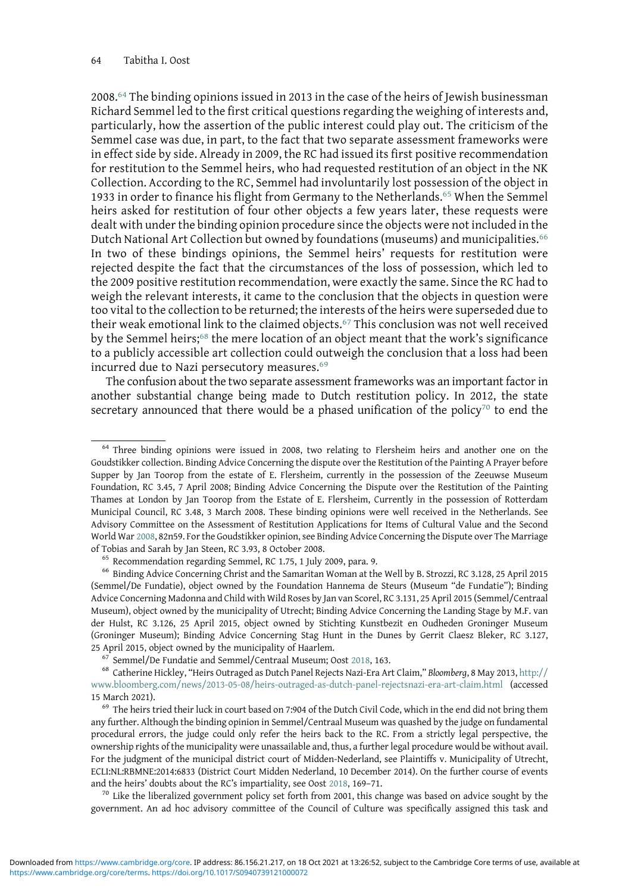2008.[64] The binding opinions issued in 2013 in the case of the heirs of Jewish businessman Richard Semmel led to the first critical questions regarding the weighing of interests and, particularly, how the assertion of the public interest could play out. The criticism of the Semmel case was due, in part, to the fact that two separate assessment frameworks were in effect side by side. Already in 2009, the RC had issued its first positive recommendation for restitution to the Semmel heirs, who had requested restitution of an object in the NK Collection. According to the RC, Semmel had involuntarily lost possession of the object in 1933 in order to finance his flight from Germany to the Netherlands.[65] When the Semmel heirs asked for restitution of four other objects a few years later, these requests were dealt with under the binding opinion procedure since the objects were not included in the Dutch National Art Collection but owned by foundations (museums) and municipalities.[66] In two of these bindings opinions, the Semmel heirs' requests for restitution were rejected despite the fact that the circumstances of the loss of possession, which led to the 2009 positive restitution recommendation, were exactly the same. Since the RC had to weigh the relevant interests, it came to the conclusion that the objects in question were too vital to the collection to be returned; the interests of the heirs were superseded due to their weak emotional link to the claimed objects.[67] This conclusion was not well received by the Semmel heirs;[68] the mere location of an object meant that the work's significance to a publicly accessible art collection could outweigh the conclusion that a loss had been incurred due to Nazi persecutory measures.[69]

The confusion about the two separate assessment frameworks was an important factor in another substantial change being made to Dutch restitution policy. In 2012, the state secretary announced that there would be a phased unification of the policy[70] to end the

---

[64] Three binding opinions were issued in 2008, two relating to Flersheim heirs and another one on the Goudstikker collection. Binding Advice Concerning the dispute over the Restitution of the Painting A Prayer before Supper by Jan Toorop from the estate of E. Flersheim, currently in the possession of the Zeeuwse Museum Foundation, RC 3.45, 7 April 2008; Binding Advice Concerning the Dispute over the Restitution of the Painting Thames at London by Jan Toorop from the Estate of E. Flersheim, Currently in the possession of Rotterdam Municipal Council, RC 3.48, 3 March 2008. These binding opinions were well received in the Netherlands. See Advisory Committee on the Assessment of Restitution Applications for Items of Cultural Value and the Second World War 2008, 82n59. For the Goudstikker opinion, see Binding Advice Concerning the Dispute over The Marriage of Tobias and Sarah by Jan Steen, RC 3.93, 8 October 2008.

[65] Recommendation regarding Semmel, RC 1.75, 1 July 2009, para. 9.

[66] Binding Advice Concerning Christ and the Samaritan Woman at the Well by B. Strozzi, RC 3.128, 25 April 2015 (Semmel/De Fundatie), object owned by the Foundation Hannema de Steurs (Museum "de Fundatie"); Binding Advice Concerning Madonna and Child with Wild Roses by Jan van Scorel, RC 3.131, 25 April 2015 (Semmel/Centraal Museum), object owned by the municipality of Utrecht; Binding Advice Concerning the Landing Stage by M.F. van der Hulst, RC 3.126, 25 April 2015, object owned by Stichting Kunstbezit en Oudheden Groninger Museum (Groninger Museum); Binding Advice Concerning Stag Hunt in the Dunes by Gerrit Claesz Bleker, RC 3.127, 25 April 2015, object owned by the municipality of Haarlem.

[67] Semmel/De Fundatie and Semmel/Centraal Museum; Oost 2018, 163.

[68] Catherine Hickley, "Heirs Outraged as Dutch Panel Rejects Nazi-Era Art Claim," *Bloomberg*, 8 May 2013, http://www.bloomberg.com/news/2013-05-08/heirs-outraged-as-dutch-panel-rejectsnazi-era-art-claim.html (accessed 15 March 2021).

[69] The heirs tried their luck in court based on 7:904 of the Dutch Civil Code, which in the end did not bring them any further. Although the binding opinion in Semmel/Centraal Museum was quashed by the judge on fundamental procedural errors, the judge could only refer the heirs back to the RC. From a strictly legal perspective, the ownership rights of the municipality were unassailable and, thus, a further legal procedure would be without avail. For the judgment of the municipal district court of Midden-Nederland, see Plaintiffs v. Municipality of Utrecht, ECLI:NL:RBMNE:2014:6833 (District Court Midden Nederland, 10 December 2014). On the further course of events and the heirs' doubts about the RC's impartiality, see Oost 2018, 169–71.

[70] Like the liberalized government policy set forth from 2001, this change was based on advice sought by the government. An ad hoc advisory committee of the Council of Culture was specifically assigned this task and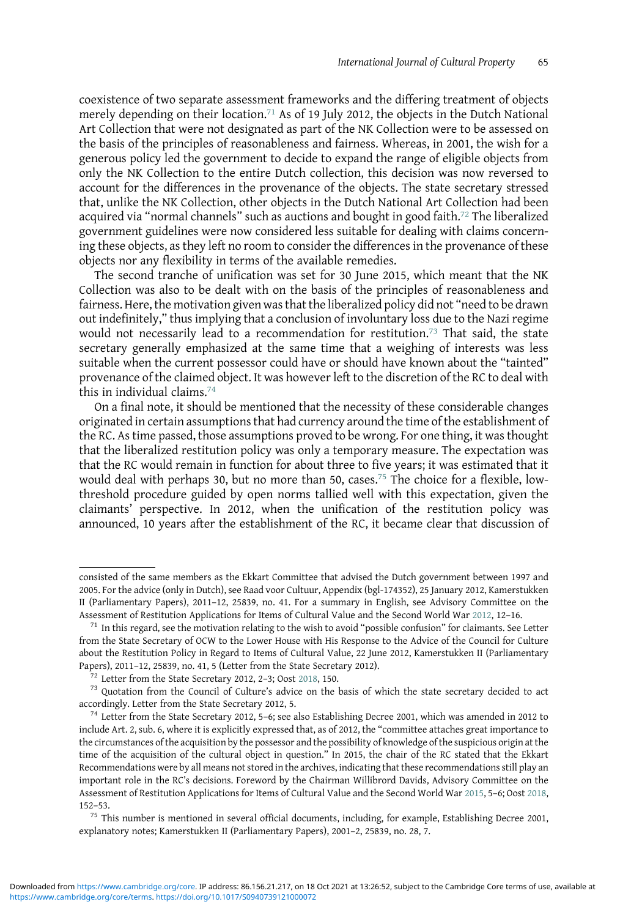coexistence of two separate assessment frameworks and the differing treatment of objects merely depending on their location.[71] As of 19 July 2012, the objects in the Dutch National Art Collection that were not designated as part of the NK Collection were to be assessed on the basis of the principles of reasonableness and fairness. Whereas, in 2001, the wish for a generous policy led the government to decide to expand the range of eligible objects from only the NK Collection to the entire Dutch collection, this decision was now reversed to account for the differences in the provenance of the objects. The state secretary stressed that, unlike the NK Collection, other objects in the Dutch National Art Collection had been acquired via "normal channels" such as auctions and bought in good faith.[72] The liberalized government guidelines were now considered less suitable for dealing with claims concerning these objects, as they left no room to consider the differences in the provenance of these objects nor any flexibility in terms of the available remedies.

The second tranche of unification was set for 30 June 2015, which meant that the NK Collection was also to be dealt with on the basis of the principles of reasonableness and fairness. Here, the motivation given was that the liberalized policy did not "need to be drawn out indefinitely," thus implying that a conclusion of involuntary loss due to the Nazi regime would not necessarily lead to a recommendation for restitution.[73] That said, the state secretary generally emphasized at the same time that a weighing of interests was less suitable when the current possessor could have or should have known about the "tainted" provenance of the claimed object. It was however left to the discretion of the RC to deal with this in individual claims.[74]

On a final note, it should be mentioned that the necessity of these considerable changes originated in certain assumptions that had currency around the time of the establishment of the RC. As time passed, those assumptions proved to be wrong. For one thing, it was thought that the liberalized restitution policy was only a temporary measure. The expectation was that the RC would remain in function for about three to five years; it was estimated that it would deal with perhaps 30, but no more than 50, cases.[75] The choice for a flexible, low-threshold procedure guided by open norms tallied well with this expectation, given the claimants' perspective. In 2012, when the unification of the restitution policy was announced, 10 years after the establishment of the RC, it became clear that discussion of

---

consisted of the same members as the Ekkart Committee that advised the Dutch government between 1997 and 2005. For the advice (only in Dutch), see Raad voor Cultuur, Appendix (bgl-174352), 25 January 2012, Kamerstukken II (Parliamentary Papers), 2011–12, 25839, no. 41. For a summary in English, see Advisory Committee on the Assessment of Restitution Applications for Items of Cultural Value and the Second World War 2012, 12–16.

[71] In this regard, see the motivation relating to the wish to avoid "possible confusion" for claimants. See Letter from the State Secretary of OCW to the Lower House with His Response to the Advice of the Council for Culture about the Restitution Policy in Regard to Items of Cultural Value, 22 June 2012, Kamerstukken II (Parliamentary Papers), 2011–12, 25839, no. 41, 5 (Letter from the State Secretary 2012).

[72] Letter from the State Secretary 2012, 2–3; Oost 2018, 150.

[73] Quotation from the Council of Culture's advice on the basis of which the state secretary decided to act accordingly. Letter from the State Secretary 2012, 5.

[74] Letter from the State Secretary 2012, 5–6; see also Establishing Decree 2001, which was amended in 2012 to include Art. 2, sub. 6, where it is explicitly expressed that, as of 2012, the "committee attaches great importance to the circumstances of the acquisition by the possessor and the possibility of knowledge of the suspicious origin at the time of the acquisition of the cultural object in question." In 2015, the chair of the RC stated that the Ekkart Recommendations were by all means not stored in the archives, indicating that these recommendations still play an important role in the RC's decisions. Foreword by the Chairman Willibrord Davids, Advisory Committee on the Assessment of Restitution Applications for Items of Cultural Value and the Second World War 2015, 5–6; Oost 2018, 152–53.

[75] This number is mentioned in several official documents, including, for example, Establishing Decree 2001, explanatory notes; Kamerstukken II (Parliamentary Papers), 2001–2, 25839, no. 28, 7.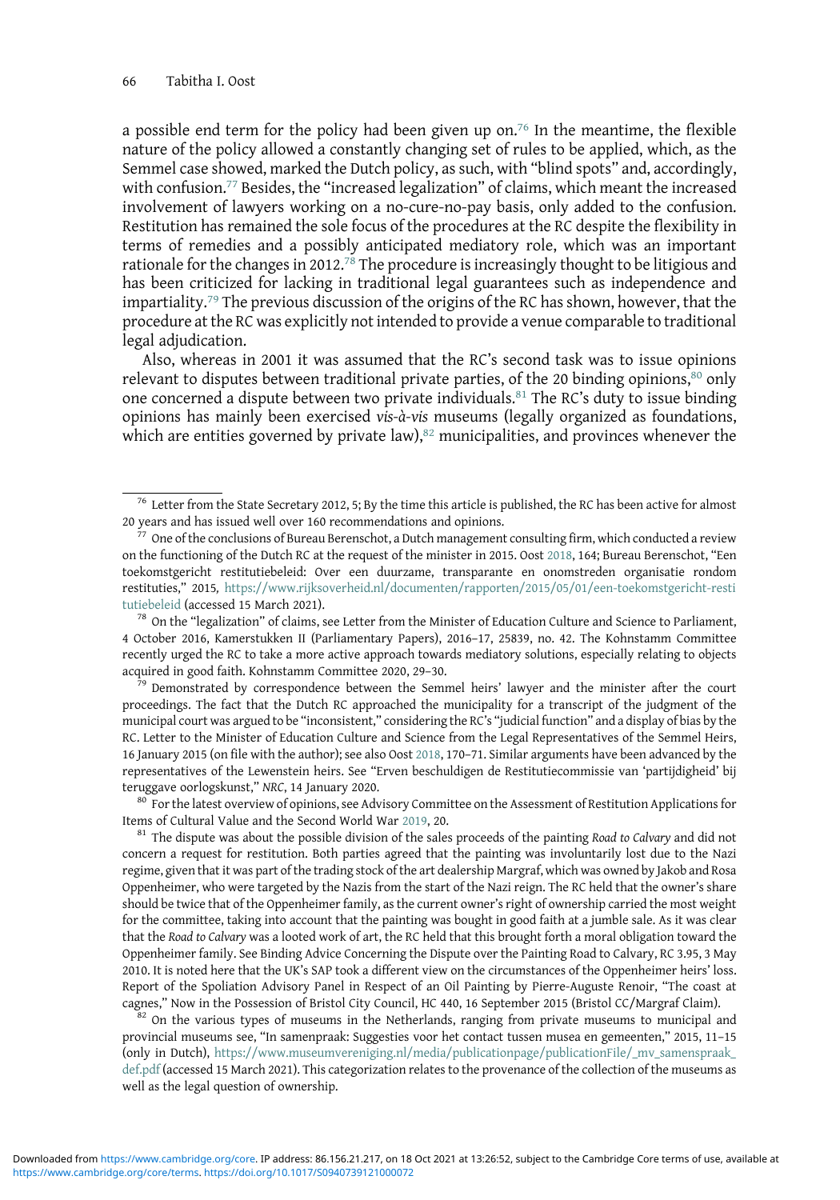a possible end term for the policy had been given up on.[76] In the meantime, the flexible nature of the policy allowed a constantly changing set of rules to be applied, which, as the Semmel case showed, marked the Dutch policy, as such, with "blind spots" and, accordingly, with confusion.[77] Besides, the "increased legalization" of claims, which meant the increased involvement of lawyers working on a no-cure-no-pay basis, only added to the confusion. Restitution has remained the sole focus of the procedures at the RC despite the flexibility in terms of remedies and a possibly anticipated mediatory role, which was an important rationale for the changes in 2012.[78] The procedure is increasingly thought to be litigious and has been criticized for lacking in traditional legal guarantees such as independence and impartiality.[79] The previous discussion of the origins of the RC has shown, however, that the procedure at the RC was explicitly not intended to provide a venue comparable to traditional legal adjudication.

Also, whereas in 2001 it was assumed that the RC's second task was to issue opinions relevant to disputes between traditional private parties, of the 20 binding opinions,[80] only one concerned a dispute between two private individuals.[81] The RC's duty to issue binding opinions has mainly been exercised *vis-à-vis* museums (legally organized as foundations, which are entities governed by private law),[82] municipalities, and provinces whenever the

---

[76] Letter from the State Secretary 2012, 5; By the time this article is published, the RC has been active for almost 20 years and has issued well over 160 recommendations and opinions.

[77] One of the conclusions of Bureau Berenschot, a Dutch management consulting firm, which conducted a review on the functioning of the Dutch RC at the request of the minister in 2015. Oost 2018, 164; Bureau Berenschot, "Een toekomstgericht restitutiebeleid: Over een duurzame, transparante en onomstreden organisatie rondom restituties," 2015, https://www.rijksoverheid.nl/documenten/rapporten/2015/05/01/een-toekomstgericht-restitutiebeleid (accessed 15 March 2021).

[78] On the "legalization" of claims, see Letter from the Minister of Education Culture and Science to Parliament, 4 October 2016, Kamerstukken II (Parliamentary Papers), 2016–17, 25839, no. 42. The Kohnstamm Committee recently urged the RC to take a more active approach towards mediatory solutions, especially relating to objects acquired in good faith. Kohnstamm Committee 2020, 29–30.

[79] Demonstrated by correspondence between the Semmel heirs' lawyer and the minister after the court proceedings. The fact that the Dutch RC approached the municipality for a transcript of the judgment of the municipal court was argued to be "inconsistent," considering the RC's "judicial function" and a display of bias by the RC. Letter to the Minister of Education Culture and Science from the Legal Representatives of the Semmel Heirs, 16 January 2015 (on file with the author); see also Oost 2018, 170–71. Similar arguments have been advanced by the representatives of the Lewenstein heirs. See "Erven beschuldigen de Restitutiecommissie van 'partijdigheid' bij teruggave oorlogskunst," *NRC*, 14 January 2020.

[80] For the latest overview of opinions, see Advisory Committee on the Assessment of Restitution Applications for Items of Cultural Value and the Second World War 2019, 20.

[81] The dispute was about the possible division of the sales proceeds of the painting *Road to Calvary* and did not concern a request for restitution. Both parties agreed that the painting was involuntarily lost due to the Nazi regime, given that it was part of the trading stock of the art dealership Margraf, which was owned by Jakob and Rosa Oppenheimer, who were targeted by the Nazis from the start of the Nazi reign. The RC held that the owner's share should be twice that of the Oppenheimer family, as the current owner's right of ownership carried the most weight for the committee, taking into account that the painting was bought in good faith at a jumble sale. As it was clear that the *Road to Calvary* was a looted work of art, the RC held that this brought forth a moral obligation toward the Oppenheimer family. See Binding Advice Concerning the Dispute over the Painting Road to Calvary, RC 3.95, 3 May 2010. It is noted here that the UK's SAP took a different view on the circumstances of the Oppenheimer heirs' loss. Report of the Spoliation Advisory Panel in Respect of an Oil Painting by Pierre-Auguste Renoir, "The coast at cagnes," Now in the Possession of Bristol City Council, HC 440, 16 September 2015 (Bristol CC/Margraf Claim).

[82] On the various types of museums in the Netherlands, ranging from private museums to municipal and provincial museums see, "In samenpraak: Suggesties voor het contact tussen musea en gemeenten," 2015, 11–15 (only in Dutch), https://www.museumvereniging.nl/media/publicationpage/publicationFile/_mv_samenspraak_def.pdf (accessed 15 March 2021). This categorization relates to the provenance of the collection of the museums as well as the legal question of ownership.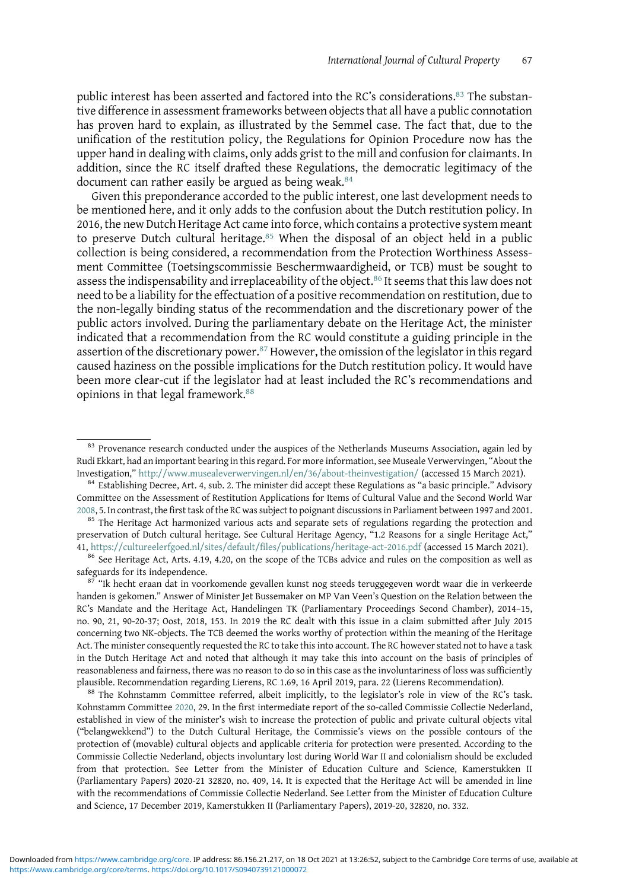public interest has been asserted and factored into the RC's considerations.[83] The substantive difference in assessment frameworks between objects that all have a public connotation has proven hard to explain, as illustrated by the Semmel case. The fact that, due to the unification of the restitution policy, the Regulations for Opinion Procedure now has the upper hand in dealing with claims, only adds grist to the mill and confusion for claimants. In addition, since the RC itself drafted these Regulations, the democratic legitimacy of the document can rather easily be argued as being weak.[84]

Given this preponderance accorded to the public interest, one last development needs to be mentioned here, and it only adds to the confusion about the Dutch restitution policy. In 2016, the new Dutch Heritage Act came into force, which contains a protective system meant to preserve Dutch cultural heritage.[85] When the disposal of an object held in a public collection is being considered, a recommendation from the Protection Worthiness Assessment Committee (Toetsingscommissie Beschermwaardigheid, or TCB) must be sought to assess the indispensability and irreplaceability of the object.[86] It seems that this law does not need to be a liability for the effectuation of a positive recommendation on restitution, due to the non-legally binding status of the recommendation and the discretionary power of the public actors involved. During the parliamentary debate on the Heritage Act, the minister indicated that a recommendation from the RC would constitute a guiding principle in the assertion of the discretionary power.[87] However, the omission of the legislator in this regard caused haziness on the possible implications for the Dutch restitution policy. It would have been more clear-cut if the legislator had at least included the RC's recommendations and opinions in that legal framework.[88]

---

[83] Provenance research conducted under the auspices of the Netherlands Museums Association, again led by Rudi Ekkart, had an important bearing in this regard. For more information, see Museale Verwervingen, "About the Investigation," http://www.musealeverwervingen.nl/en/36/about-theinvestigation/ (accessed 15 March 2021).

[84] Establishing Decree, Art. 4, sub. 2. The minister did accept these Regulations as "a basic principle." Advisory Committee on the Assessment of Restitution Applications for Items of Cultural Value and the Second World War 2008, 5. In contrast, the first task of the RC was subject to poignant discussions in Parliament between 1997 and 2001.

[85] The Heritage Act harmonized various acts and separate sets of regulations regarding the protection and preservation of Dutch cultural heritage. See Cultural Heritage Agency, "1.2 Reasons for a single Heritage Act," 41, https://cultureelerfgoed.nl/sites/default/files/publications/heritage-act-2016.pdf (accessed 15 March 2021).

[86] See Heritage Act, Arts. 4.19, 4.20, on the scope of the TCBs advice and rules on the composition as well as safeguards for its independence.

[87] "Ik hecht eraan dat in voorkomende gevallen kunst nog steeds teruggegeven wordt waar die in verkeerde handen is gekomen." Answer of Minister Jet Bussemaker on MP Van Veen's Question on the Relation between the RC's Mandate and the Heritage Act, Handelingen TK (Parliamentary Proceedings Second Chamber), 2014–15, no. 90, 21, 90-20-37; Oost, 2018, 153. In 2019 the RC dealt with this issue in a claim submitted after July 2015 concerning two NK-objects. The TCB deemed the works worthy of protection within the meaning of the Heritage Act. The minister consequently requested the RC to take this into account. The RC however stated not to have a task in the Dutch Heritage Act and noted that although it may take this into account on the basis of principles of reasonableness and fairness, there was no reason to do so in this case as the involuntariness of loss was sufficiently plausible. Recommendation regarding Lierens, RC 1.69, 16 April 2019, para. 22 (Lierens Recommendation).

[88] The Kohnstamm Committee referred, albeit implicitly, to the legislator's role in view of the RC's task. Kohnstamm Committee 2020, 29. In the first intermediate report of the so-called Commissie Collectie Nederland, established in view of the minister's wish to increase the protection of public and private cultural objects vital ("belangwekkend") to the Dutch Cultural Heritage, the Commissie's views on the possible contours of the protection of (movable) cultural objects and applicable criteria for protection were presented. According to the Commissie Collectie Nederland, objects involuntary lost during World War II and colonialism should be excluded from that protection. See Letter from the Minister of Education Culture and Science, Kamerstukken II (Parliamentary Papers) 2020-21 32820, no. 409, 14. It is expected that the Heritage Act will be amended in line with the recommendations of Commissie Collectie Nederland. See Letter from the Minister of Education Culture and Science, 17 December 2019, Kamerstukken II (Parliamentary Papers), 2019-20, 32820, no. 332.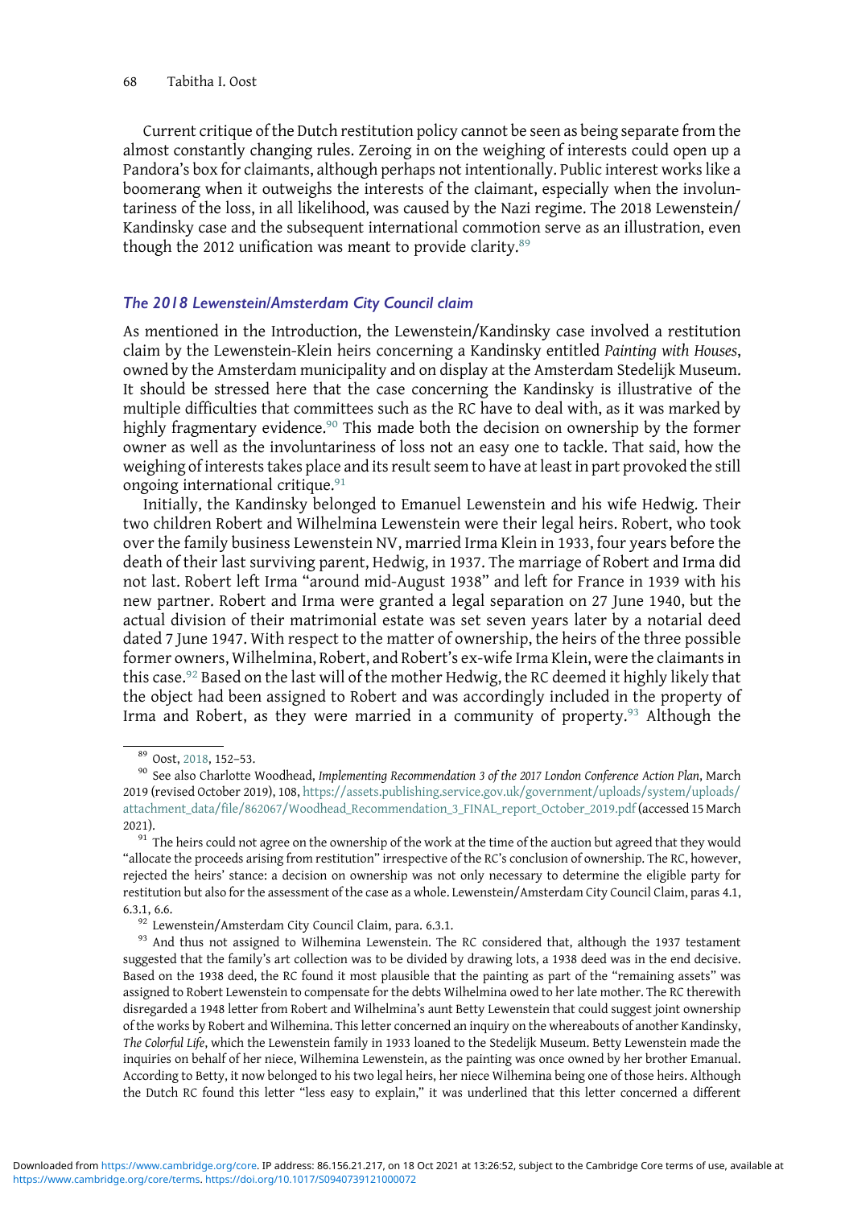Current critique of the Dutch restitution policy cannot be seen as being separate from the almost constantly changing rules. Zeroing in on the weighing of interests could open up a Pandora's box for claimants, although perhaps not intentionally. Public interest works like a boomerang when it outweighs the interests of the claimant, especially when the involuntariness of the loss, in all likelihood, was caused by the Nazi regime. The 2018 Lewenstein/Kandinsky case and the subsequent international commotion serve as an illustration, even though the 2012 unification was meant to provide clarity.[89]

### *The 2018 Lewenstein/Amsterdam City Council claim*

As mentioned in the Introduction, the Lewenstein/Kandinsky case involved a restitution claim by the Lewenstein-Klein heirs concerning a Kandinsky entitled *Painting with Houses*, owned by the Amsterdam municipality and on display at the Amsterdam Stedelijk Museum. It should be stressed here that the case concerning the Kandinsky is illustrative of the multiple difficulties that committees such as the RC have to deal with, as it was marked by highly fragmentary evidence.[90] This made both the decision on ownership by the former owner as well as the involuntariness of loss not an easy one to tackle. That said, how the weighing of interests takes place and its result seem to have at least in part provoked the still ongoing international critique.[91]

Initially, the Kandinsky belonged to Emanuel Lewenstein and his wife Hedwig. Their two children Robert and Wilhelmina Lewenstein were their legal heirs. Robert, who took over the family business Lewenstein NV, married Irma Klein in 1933, four years before the death of their last surviving parent, Hedwig, in 1937. The marriage of Robert and Irma did not last. Robert left Irma "around mid-August 1938" and left for France in 1939 with his new partner. Robert and Irma were granted a legal separation on 27 June 1940, but the actual division of their matrimonial estate was set seven years later by a notarial deed dated 7 June 1947. With respect to the matter of ownership, the heirs of the three possible former owners, Wilhelmina, Robert, and Robert's ex-wife Irma Klein, were the claimants in this case.[92] Based on the last will of the mother Hedwig, the RC deemed it highly likely that the object had been assigned to Robert and was accordingly included in the property of Irma and Robert, as they were married in a community of property.[93] Although the

---

[89] Oost, 2018, 152–53.

[90] See also Charlotte Woodhead, *Implementing Recommendation 3 of the 2017 London Conference Action Plan*, March 2019 (revised October 2019), 108, https://assets.publishing.service.gov.uk/government/uploads/system/uploads/attachment_data/file/862067/Woodhead_Recommendation_3_FINAL_report_October_2019.pdf (accessed 15 March 2021).

[91] The heirs could not agree on the ownership of the work at the time of the auction but agreed that they would "allocate the proceeds arising from restitution" irrespective of the RC's conclusion of ownership. The RC, however, rejected the heirs' stance: a decision on ownership was not only necessary to determine the eligible party for restitution but also for the assessment of the case as a whole. Lewenstein/Amsterdam City Council Claim, paras 4.1, 6.3.1, 6.6.

[92] Lewenstein/Amsterdam City Council Claim, para. 6.3.1.

[93] And thus not assigned to Wilhemina Lewenstein. The RC considered that, although the 1937 testament suggested that the family's art collection was to be divided by drawing lots, a 1938 deed was in the end decisive. Based on the 1938 deed, the RC found it most plausible that the painting as part of the "remaining assets" was assigned to Robert Lewenstein to compensate for the debts Wilhelmina owed to her late mother. The RC therewith disregarded a 1948 letter from Robert and Wilhelmina's aunt Betty Lewenstein that could suggest joint ownership of the works by Robert and Wilhemina. This letter concerned an inquiry on the whereabouts of another Kandinsky, *The Colorful Life*, which the Lewenstein family in 1933 loaned to the Stedelijk Museum. Betty Lewenstein made the inquiries on behalf of her niece, Wilhemina Lewenstein, as the painting was once owned by her brother Emanual. According to Betty, it now belonged to his two legal heirs, her niece Wilhemina being one of those heirs. Although the Dutch RC found this letter "less easy to explain," it was underlined that this letter concerned a different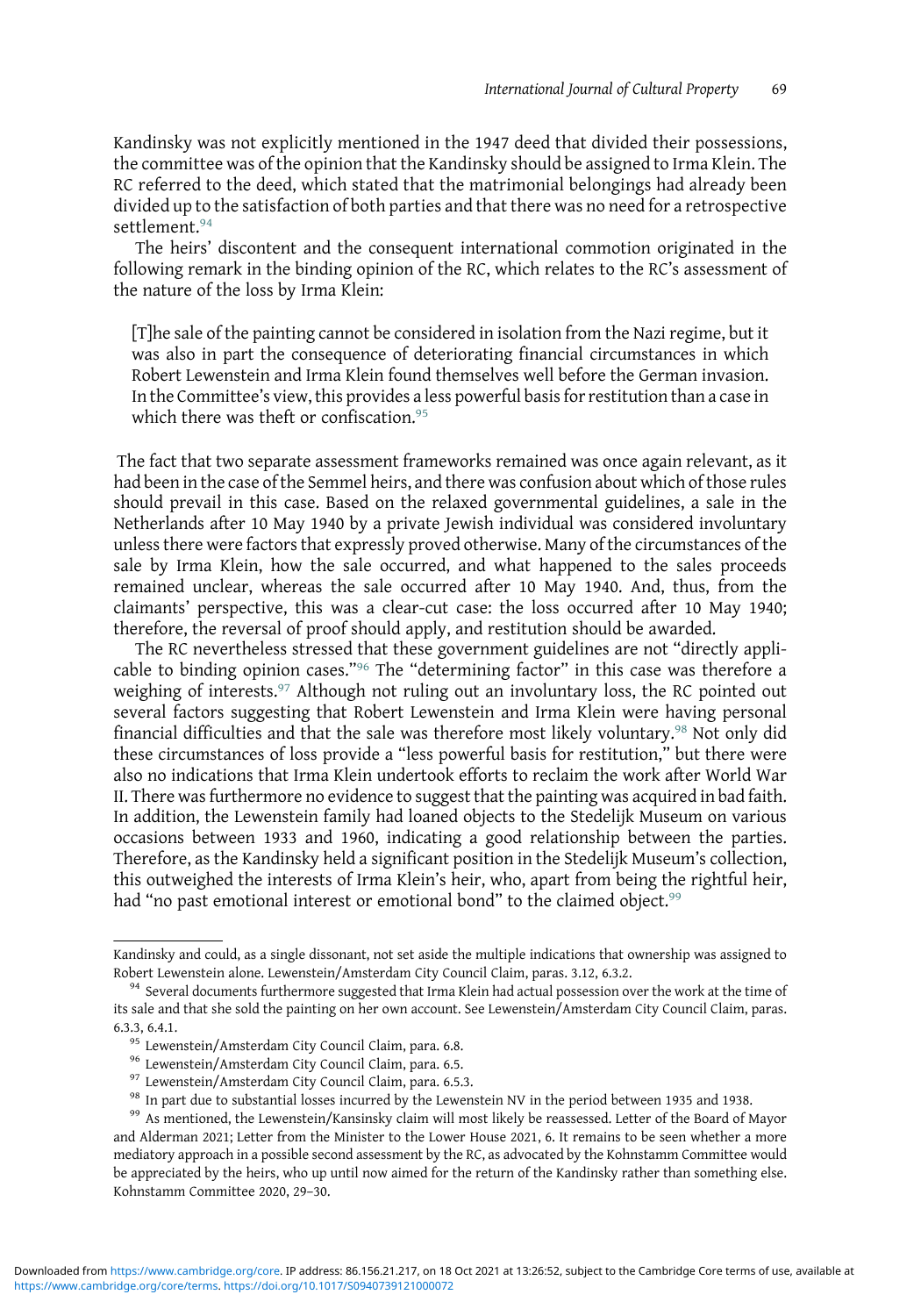Kandinsky was not explicitly mentioned in the 1947 deed that divided their possessions, the committee was of the opinion that the Kandinsky should be assigned to Irma Klein. The RC referred to the deed, which stated that the matrimonial belongings had already been divided up to the satisfaction of both parties and that there was no need for a retrospective settlement.[94]

The heirs' discontent and the consequent international commotion originated in the following remark in the binding opinion of the RC, which relates to the RC's assessment of the nature of the loss by Irma Klein:

> [T]he sale of the painting cannot be considered in isolation from the Nazi regime, but it was also in part the consequence of deteriorating financial circumstances in which Robert Lewenstein and Irma Klein found themselves well before the German invasion. In the Committee's view, this provides a less powerful basis for restitution than a case in which there was theft or confiscation.[95]

The fact that two separate assessment frameworks remained was once again relevant, as it had been in the case of the Semmel heirs, and there was confusion about which of those rules should prevail in this case. Based on the relaxed governmental guidelines, a sale in the Netherlands after 10 May 1940 by a private Jewish individual was considered involuntary unless there were factors that expressly proved otherwise. Many of the circumstances of the sale by Irma Klein, how the sale occurred, and what happened to the sales proceeds remained unclear, whereas the sale occurred after 10 May 1940. And, thus, from the claimants' perspective, this was a clear-cut case: the loss occurred after 10 May 1940; therefore, the reversal of proof should apply, and restitution should be awarded.

The RC nevertheless stressed that these government guidelines are not "directly applicable to binding opinion cases."[96] The "determining factor" in this case was therefore a weighing of interests.[97] Although not ruling out an involuntary loss, the RC pointed out several factors suggesting that Robert Lewenstein and Irma Klein were having personal financial difficulties and that the sale was therefore most likely voluntary.[98] Not only did these circumstances of loss provide a "less powerful basis for restitution," but there were also no indications that Irma Klein undertook efforts to reclaim the work after World War II. There was furthermore no evidence to suggest that the painting was acquired in bad faith. In addition, the Lewenstein family had loaned objects to the Stedelijk Museum on various occasions between 1933 and 1960, indicating a good relationship between the parties. Therefore, as the Kandinsky held a significant position in the Stedelijk Museum's collection, this outweighed the interests of Irma Klein's heir, who, apart from being the rightful heir, had "no past emotional interest or emotional bond" to the claimed object.[99]

---

Kandinsky and could, as a single dissonant, not set aside the multiple indications that ownership was assigned to Robert Lewenstein alone. Lewenstein/Amsterdam City Council Claim, paras. 3.12, 6.3.2.

[94] Several documents furthermore suggested that Irma Klein had actual possession over the work at the time of its sale and that she sold the painting on her own account. See Lewenstein/Amsterdam City Council Claim, paras. 6.3.3, 6.4.1.

[95] Lewenstein/Amsterdam City Council Claim, para. 6.8.

[96] Lewenstein/Amsterdam City Council Claim, para. 6.5.

[97] Lewenstein/Amsterdam City Council Claim, para. 6.5.3.

[98] In part due to substantial losses incurred by the Lewenstein NV in the period between 1935 and 1938.

[99] As mentioned, the Lewenstein/Kansinsky claim will most likely be reassessed. Letter of the Board of Mayor and Alderman 2021; Letter from the Minister to the Lower House 2021, 6. It remains to be seen whether a more mediatory approach in a possible second assessment by the RC, as advocated by the Kohnstamm Committee would be appreciated by the heirs, who up until now aimed for the return of the Kandinsky rather than something else. Kohnstamm Committee 2020, 29–30.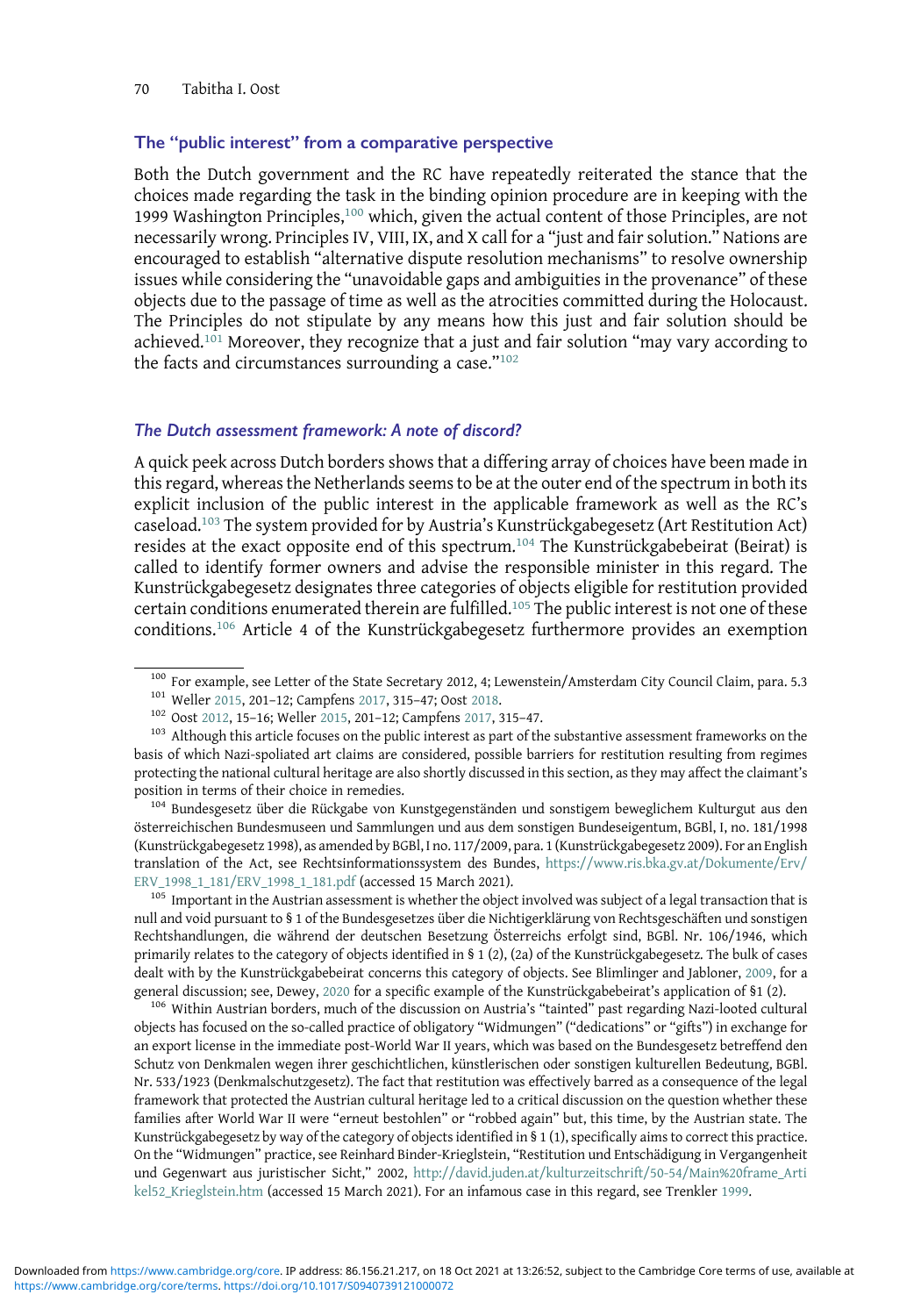## The "public interest" from a comparative perspective

Both the Dutch government and the RC have repeatedly reiterated the stance that the choices made regarding the task in the binding opinion procedure are in keeping with the 1999 Washington Principles,[100] which, given the actual content of those Principles, are not necessarily wrong. Principles IV, VIII, IX, and X call for a "just and fair solution." Nations are encouraged to establish "alternative dispute resolution mechanisms" to resolve ownership issues while considering the "unavoidable gaps and ambiguities in the provenance" of these objects due to the passage of time as well as the atrocities committed during the Holocaust. The Principles do not stipulate by any means how this just and fair solution should be achieved.[101] Moreover, they recognize that a just and fair solution "may vary according to the facts and circumstances surrounding a case."[102]

### *The Dutch assessment framework: A note of discord?*

A quick peek across Dutch borders shows that a differing array of choices have been made in this regard, whereas the Netherlands seems to be at the outer end of the spectrum in both its explicit inclusion of the public interest in the applicable framework as well as the RC's caseload.[103] The system provided for by Austria's Kunstrückgabegesetz (Art Restitution Act) resides at the exact opposite end of this spectrum.[104] The Kunstrückgabebeirat (Beirat) is called to identify former owners and advise the responsible minister in this regard. The Kunstrückgabegesetz designates three categories of objects eligible for restitution provided certain conditions enumerated therein are fulfilled.[105] The public interest is not one of these conditions.[106] Article 4 of the Kunstrückgabegesetz furthermore provides an exemption

---

[100] For example, see Letter of the State Secretary 2012, 4; Lewenstein/Amsterdam City Council Claim, para. 5.3

[101] Weller 2015, 201–12; Campfens 2017, 315–47; Oost 2018.

[102] Oost 2012, 15–16; Weller 2015, 201–12; Campfens 2017, 315–47.

[103] Although this article focuses on the public interest as part of the substantive assessment frameworks on the basis of which Nazi-spoliated art claims are considered, possible barriers for restitution resulting from regimes protecting the national cultural heritage are also shortly discussed in this section, as they may affect the claimant's position in terms of their choice in remedies.

[104] Bundesgesetz über die Rückgabe von Kunstgegenständen und sonstigem beweglichem Kulturgut aus den österreichischen Bundesmuseen und Sammlungen und aus dem sonstigen Bundeseigentum, BGBl, I, no. 181/1998 (Kunstrückgabegesetz 1998), as amended by BGBl, I no. 117/2009, para. 1 (Kunstrückgabegesetz 2009). For an English translation of the Act, see Rechtsinformationssystem des Bundes, https://www.ris.bka.gv.at/Dokumente/Erv/ERV_1998_1_181/ERV_1998_1_181.pdf (accessed 15 March 2021).

[105] Important in the Austrian assessment is whether the object involved was subject of a legal transaction that is null and void pursuant to § 1 of the Bundesgesetzes über die Nichtigerklärung von Rechtsgeschäften und sonstigen Rechtshandlungen, die während der deutschen Besetzung Österreichs erfolgt sind, BGBl. Nr. 106/1946, which primarily relates to the category of objects identified in § 1 (2), (2a) of the Kunstrückgabegesetz. The bulk of cases dealt with by the Kunstrückgabebeirat concerns this category of objects. See Blimlinger and Jabloner, 2009, for a general discussion; see, Dewey, 2020 for a specific example of the Kunstrückgabebeirat's application of §1 (2).

[106] Within Austrian borders, much of the discussion on Austria's "tainted" past regarding Nazi-looted cultural objects has focused on the so-called practice of obligatory "Widmungen" ("dedications" or "gifts") in exchange for an export license in the immediate post-World War II years, which was based on the Bundesgesetz betreffend den Schutz von Denkmalen wegen ihrer geschichtlichen, künstlerischen oder sonstigen kulturellen Bedeutung, BGBl. Nr. 533/1923 (Denkmalschutzgesetz). The fact that restitution was effectively barred as a consequence of the legal framework that protected the Austrian cultural heritage led to a critical discussion on the question whether these families after World War II were "erneut bestohlen" or "robbed again" but, this time, by the Austrian state. The Kunstrückgabegesetz by way of the category of objects identified in § 1 (1), specifically aims to correct this practice. On the "Widmungen" practice, see Reinhard Binder-Krieglstein, "Restitution und Entschädigung in Vergangenheit und Gegenwart aus juristischer Sicht," 2002, http://david.juden.at/kulturzeitschrift/50-54/Main%20frame_Artikel52_Krieglstein.htm (accessed 15 March 2021). For an infamous case in this regard, see Trenkler 1999.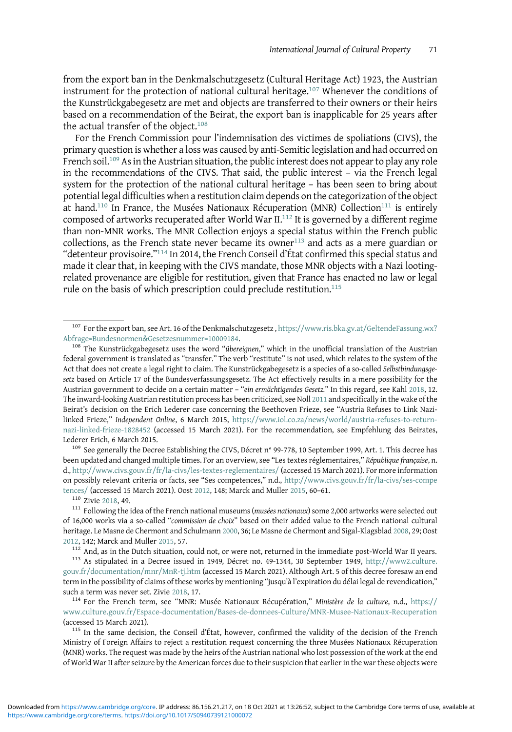from the export ban in the Denkmalschutzgesetz (Cultural Heritage Act) 1923, the Austrian instrument for the protection of national cultural heritage.[107] Whenever the conditions of the Kunstrückgabegesetz are met and objects are transferred to their owners or their heirs based on a recommendation of the Beirat, the export ban is inapplicable for 25 years after the actual transfer of the object.[108]

For the French Commission pour l'indemnisation des victimes de spoliations (CIVS), the primary question is whether a loss was caused by anti-Semitic legislation and had occurred on French soil.[109] As in the Austrian situation, the public interest does not appear to play any role in the recommendations of the CIVS. That said, the public interest – via the French legal system for the protection of the national cultural heritage – has been seen to bring about potential legal difficulties when a restitution claim depends on the categorization of the object at hand.[110] In France, the Musées Nationaux Récuperation (MNR) Collection[111] is entirely composed of artworks recuperated after World War II.[112] It is governed by a different regime than non-MNR works. The MNR Collection enjoys a special status within the French public collections, as the French state never became its owner[113] and acts as a mere guardian or "detenteur provisoire."[114] In 2014, the French Conseil d'État confirmed this special status and made it clear that, in keeping with the CIVS mandate, those MNR objects with a Nazi looting-related provenance are eligible for restitution, given that France has enacted no law or legal rule on the basis of which prescription could preclude restitution.[115]

---

[107] For the export ban, see Art. 16 of the Denkmalschutzgesetz , https://www.ris.bka.gv.at/GeltendeFassung.wx?Abfrage=Bundesnormen&Gesetzesnummer=10009184.

[108] The Kunstrückgabegesetz uses the word "*übereignen*," which in the unofficial translation of the Austrian federal government is translated as "transfer." The verb "restitute" is not used, which relates to the system of the Act that does not create a legal right to claim. The Kunstrückgabegesetz is a species of a so-called *Selbstbindungsgesetz* based on Article 17 of the Bundesverfassungsgesetz. The Act effectively results in a mere possibility for the Austrian government to decide on a certain matter – "*ein ermächtigendes Gesetz.*" In this regard, see Kahl 2018, 12. The inward-looking Austrian restitution process has been criticized, see Noll 2011 and specifically in the wake of the Beirat's decision on the Erich Lederer case concerning the Beethoven Frieze, see "Austria Refuses to Link Nazi-linked Frieze," *Independent Online*, 6 March 2015, https://www.iol.co.za/news/world/austria-refuses-to-return-nazi-linked-frieze-1828452 (accessed 15 March 2021). For the recommendation, see Empfehlung des Beirates, Lederer Erich, 6 March 2015.

[109] See generally the Decree Establishing the CIVS, Décret n° 99-778, 10 September 1999, Art. 1. This decree has been updated and changed multiple times. For an overview, see "Les textes réglementaires," *République française*, n. d., http://www.civs.gouv.fr/fr/la-civs/les-textes-reglementaires/ (accessed 15 March 2021). For more information on possibly relevant criteria or facts, see "Ses competences," n.d., http://www.civs.gouv.fr/fr/la-civs/ses-competences/ (accessed 15 March 2021). Oost 2012, 148; Marck and Muller 2015, 60–61.

[110] Zivie 2018, 49.

[111] Following the idea of the French national museums (*musées nationaux*) some 2,000 artworks were selected out of 16,000 works via a so-called "*commission de choix*" based on their added value to the French national cultural heritage. Le Masne de Chermont and Schulmann 2000, 36; Le Masne de Chermont and Sigal-Klagsblad 2008, 29; Oost 2012, 142; Marck and Muller 2015, 57.

[112] And, as in the Dutch situation, could not, or were not, returned in the immediate post-World War II years.

[113] As stipulated in a Decree issued in 1949, Décret no. 49-1344, 30 September 1949, http://www2.culture.gouv.fr/documentation/mnr/MnR-tj.htm (accessed 15 March 2021). Although Art. 5 of this decree foresaw an end term in the possibility of claims of these works by mentioning "jusqu'à l'expiration du délai legal de revendication," such a term was never set. Zivie 2018, 17.

[114] For the French term, see "MNR: Musée Nationaux Récupération," *Ministère de la culture*, n.d., https://www.culture.gouv.fr/Espace-documentation/Bases-de-donnees-Culture/MNR-Musee-Nationaux-Recuperation (accessed 15 March 2021).

[115] In the same decision, the Conseil d'État, however, confirmed the validity of the decision of the French Ministry of Foreign Affairs to reject a restitution request concerning the three Musées Nationaux Récuperation (MNR) works. The request was made by the heirs of the Austrian national who lost possession of the work at the end of World War II after seizure by the American forces due to their suspicion that earlier in the war these objects were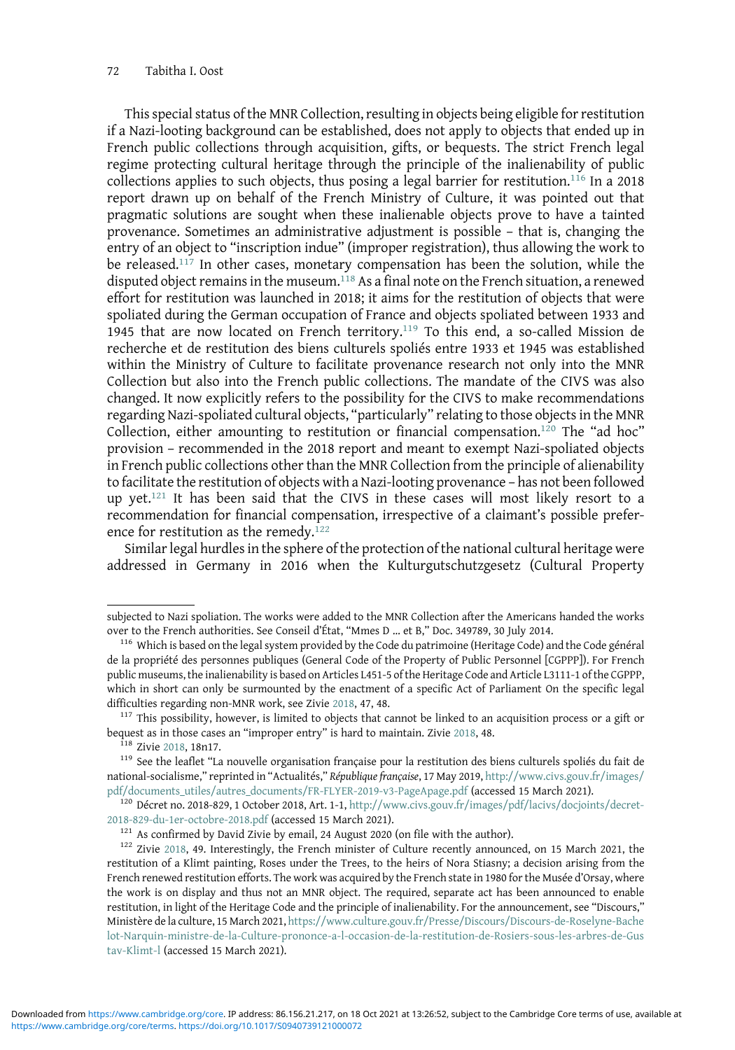This special status of the MNR Collection, resulting in objects being eligible for restitution if a Nazi-looting background can be established, does not apply to objects that ended up in French public collections through acquisition, gifts, or bequests. The strict French legal regime protecting cultural heritage through the principle of the inalienability of public collections applies to such objects, thus posing a legal barrier for restitution.[116] In a 2018 report drawn up on behalf of the French Ministry of Culture, it was pointed out that pragmatic solutions are sought when these inalienable objects prove to have a tainted provenance. Sometimes an administrative adjustment is possible – that is, changing the entry of an object to "inscription indue" (improper registration), thus allowing the work to be released.[117] In other cases, monetary compensation has been the solution, while the disputed object remains in the museum.[118] As a final note on the French situation, a renewed effort for restitution was launched in 2018; it aims for the restitution of objects that were spoliated during the German occupation of France and objects spoliated between 1933 and 1945 that are now located on French territory.[119] To this end, a so-called Mission de recherche et de restitution des biens culturels spoliés entre 1933 et 1945 was established within the Ministry of Culture to facilitate provenance research not only into the MNR Collection but also into the French public collections. The mandate of the CIVS was also changed. It now explicitly refers to the possibility for the CIVS to make recommendations regarding Nazi-spoliated cultural objects, "particularly" relating to those objects in the MNR Collection, either amounting to restitution or financial compensation.[120] The "ad hoc" provision – recommended in the 2018 report and meant to exempt Nazi-spoliated objects in French public collections other than the MNR Collection from the principle of alienability to facilitate the restitution of objects with a Nazi-looting provenance – has not been followed up yet.[121] It has been said that the CIVS in these cases will most likely resort to a recommendation for financial compensation, irrespective of a claimant's possible preference for restitution as the remedy.[122]

Similar legal hurdles in the sphere of the protection of the national cultural heritage were addressed in Germany in 2016 when the Kulturgutschutzgesetz (Cultural Property

---

subjected to Nazi spoliation. The works were added to the MNR Collection after the Americans handed the works over to the French authorities. See Conseil d'État, "Mmes D … et B," Doc. 349789, 30 July 2014.

[116] Which is based on the legal system provided by the Code du patrimoine (Heritage Code) and the Code général de la propriété des personnes publiques (General Code of the Property of Public Personnel [CGPPP]). For French public museums, the inalienability is based on Articles L451-5 of the Heritage Code and Article L3111-1 of the CGPPP, which in short can only be surmounted by the enactment of a specific Act of Parliament On the specific legal difficulties regarding non-MNR work, see Zivie 2018, 47, 48.

[117] This possibility, however, is limited to objects that cannot be linked to an acquisition process or a gift or bequest as in those cases an "improper entry" is hard to maintain. Zivie 2018, 48.

[118] Zivie 2018, 18n17.

[119] See the leaflet "La nouvelle organisation française pour la restitution des biens culturels spoliés du fait de national-socialisme," reprinted in "Actualités," *République française*, 17 May 2019, http://www.civs.gouv.fr/images/pdf/documents_utiles/autres_documents/FR-FLYER-2019-v3-PageApage.pdf (accessed 15 March 2021).

[120] Décret no. 2018-829, 1 October 2018, Art. 1-1, http://www.civs.gouv.fr/images/pdf/lacivs/docjoints/decret-2018-829-du-1er-octobre-2018.pdf (accessed 15 March 2021).

[121] As confirmed by David Zivie by email, 24 August 2020 (on file with the author).

[122] Zivie 2018, 49. Interestingly, the French minister of Culture recently announced, on 15 March 2021, the restitution of a Klimt painting, Roses under the Trees, to the heirs of Nora Stiasny; a decision arising from the French renewed restitution efforts. The work was acquired by the French state in 1980 for the Musée d'Orsay, where the work is on display and thus not an MNR object. The required, separate act has been announced to enable restitution, in light of the Heritage Code and the principle of inalienability. For the announcement, see "Discours," Ministère de la culture, 15 March 2021, https://www.culture.gouv.fr/Presse/Discours/Discours-de-Roselyne-Bachelot-Narquin-ministre-de-la-Culture-prononce-a-l-occasion-de-la-restitution-de-Rosiers-sous-les-arbres-de-Gustav-Klimt-l (accessed 15 March 2021).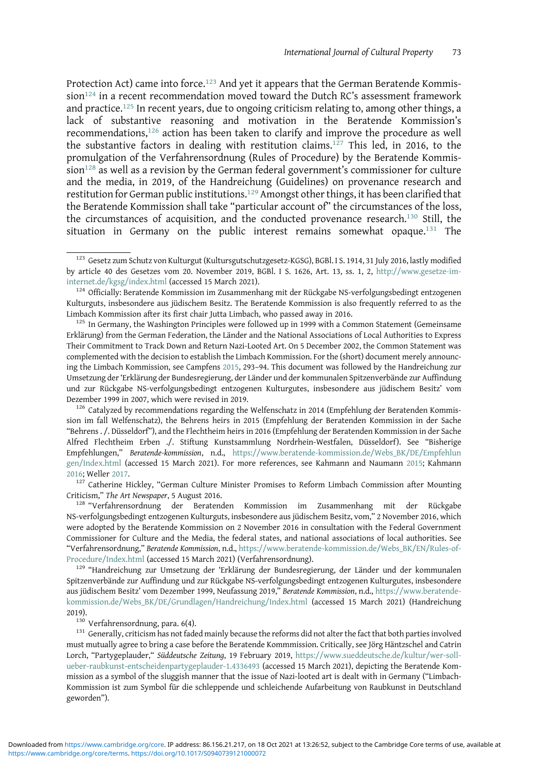Protection Act) came into force.[123] And yet it appears that the German Beratende Kommission[124] in a recent recommendation moved toward the Dutch RC's assessment framework and practice.[125] In recent years, due to ongoing criticism relating to, among other things, a lack of substantive reasoning and motivation in the Beratende Kommission's recommendations,[126] action has been taken to clarify and improve the procedure as well the substantive factors in dealing with restitution claims.[127] This led, in 2016, to the promulgation of the Verfahrensordnung (Rules of Procedure) by the Beratende Kommission[128] as well as a revision by the German federal government's commissioner for culture and the media, in 2019, of the Handreichung (Guidelines) on provenance research and restitution for German public institutions.[129] Amongst other things, it has been clarified that the Beratende Kommission shall take "particular account of" the circumstances of the loss, the circumstances of acquisition, and the conducted provenance research.[130] Still, the situation in Germany on the public interest remains somewhat opaque.[131] The

---

[123] Gesetz zum Schutz von Kulturgut (Kultursgutschutzgesetz-KGSG), BGBl. I S. 1914, 31 July 2016, lastly modified by article 40 des Gesetzes vom 20. November 2019, BGBl. I S. 1626, Art. 13, ss. 1, 2, http://www.gesetze-im-internet.de/kgsg/index.html (accessed 15 March 2021).

[124] Officially: Beratende Kommission im Zusammenhang mit der Rückgabe NS-verfolgungsbedingt entzogenen Kulturguts, insbesondere aus jüdischem Besitz. The Beratende Kommission is also frequently referred to as the Limbach Kommission after its first chair Jutta Limbach, who passed away in 2016.

[125] In Germany, the Washington Principles were followed up in 1999 with a Common Statement (Gemeinsame Erklärung) from the German Federation, the Länder and the National Associations of Local Authorities to Express Their Commitment to Track Down and Return Nazi-Looted Art. On 5 December 2002, the Common Statement was complemented with the decision to establish the Limbach Kommission. For the (short) document merely announcing the Limbach Kommission, see Campfens 2015, 293–94. This document was followed by the Handreichung zur Umsetzung der 'Erklärung der Bundesregierung, der Länder und der kommunalen Spitzenverbände zur Auffindung und zur Rückgabe NS-verfolgungsbedingt entzogenen Kulturgutes, insbesondere aus jüdischem Besitz' vom Dezember 1999 in 2007, which were revised in 2019.

[126] Catalyzed by recommendations regarding the Welfenschatz in 2014 (Empfehlung der Beratenden Kommission im fall Welfenschatz), the Behrens heirs in 2015 (Empfehlung der Beratenden Kommission in der Sache "Behrens . /. Düsseldorf"), and the Flechtheim heirs in 2016 (Empfehlung der Beratenden Kommission in der Sache Alfred Flechtheim Erben ./. Stiftung Kunstsammlung Nordrhein-Westfalen, Düsseldorf). See "Bisherige Empfehlungen," *Beratende-kommission*, n.d., https://www.beratende-kommission.de/Webs_BK/DE/Empfehlungen/Index.html (accessed 15 March 2021). For more references, see Kahmann and Naumann 2015; Kahmann 2016; Weller 2017.

[127] Catherine Hickley, "German Culture Minister Promises to Reform Limbach Commission after Mounting Criticism," *The Art Newspaper*, 5 August 2016.

[128] "Verfahrensordnung der Beratenden Kommission im Zusammenhang mit der Rückgabe NS-verfolgungsbedingt entzogenen Kulturguts, insbesondere aus jüdischem Besitz, vom," 2 November 2016, which were adopted by the Beratende Kommission on 2 November 2016 in consultation with the Federal Government Commissioner for Culture and the Media, the federal states, and national associations of local authorities. See "Verfahrensordnung," *Beratende Kommission*, n.d., https://www.beratende-kommission.de/Webs_BK/EN/Rules-of-Procedure/Index.html (accessed 15 March 2021) (Verfahrensordnung).

[129] "Handreichung zur Umsetzung der 'Erklärung der Bundesregierung, der Länder und der kommunalen Spitzenverbände zur Auffindung und zur Rückgabe NS-verfolgungsbedingt entzogenen Kulturgutes, insbesondere aus jüdischem Besitz' vom Dezember 1999, Neufassung 2019," *Beratende Kommission*, n.d., https://www.beratende-kommission.de/Webs_BK/DE/Grundlagen/Handreichung/Index.html (accessed 15 March 2021) (Handreichung 2019).

[130] Verfahrensordnung, para. 6(4).

[131] Generally, criticism has not faded mainly because the reforms did not alter the fact that both parties involved must mutually agree to bring a case before the Beratende Kommmission. Critically, see Jörg Häntzschel and Catrin Lorch, "Partygeplauder," *Süddeutsche Zeitung*, 19 February 2019, https://www.sueddeutsche.de/kultur/wer-soll-ueber-raubkunst-entscheidenpartygeplauder-1.4336493 (accessed 15 March 2021), depicting the Beratende Kommission as a symbol of the sluggish manner that the issue of Nazi-looted art is dealt with in Germany ("Limbach-Kommission ist zum Symbol für die schleppende und schleichende Aufarbeitung von Raubkunst in Deutschland geworden").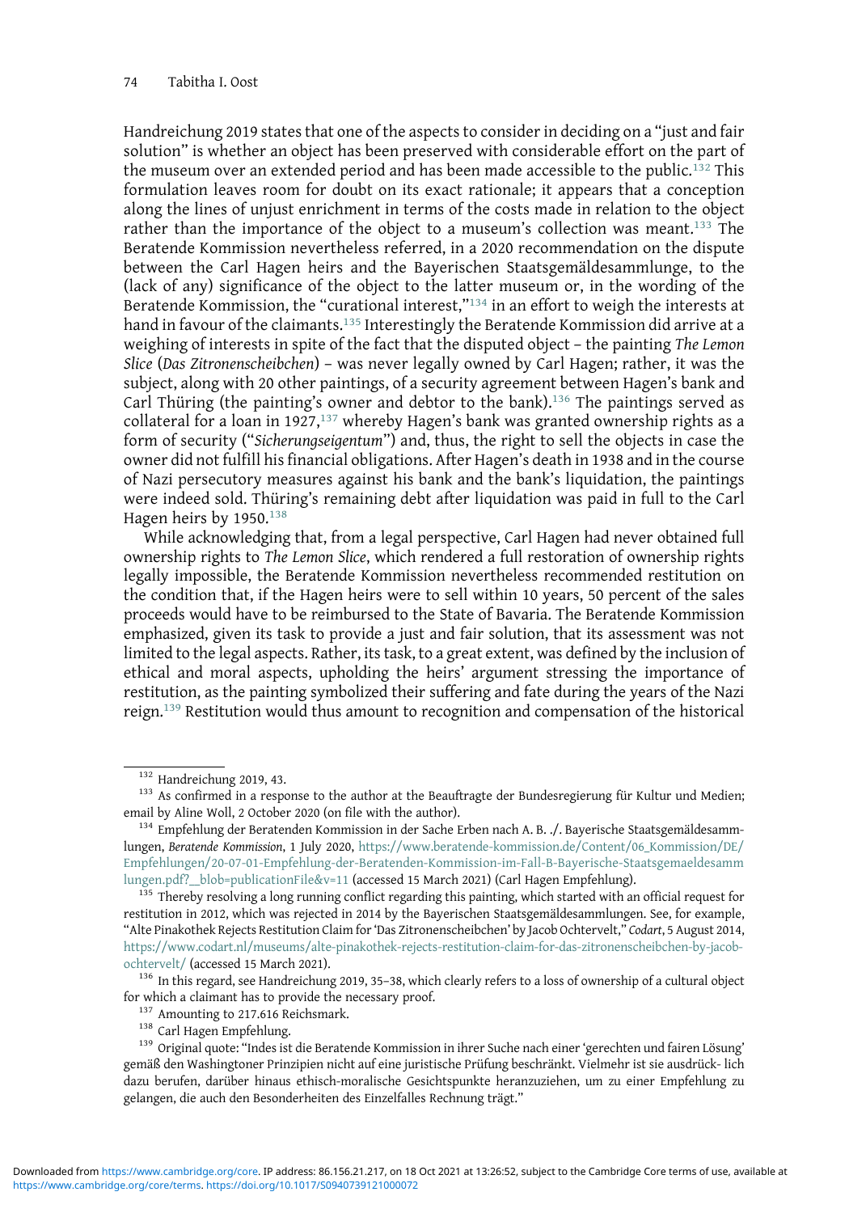Handreichung 2019 states that one of the aspects to consider in deciding on a "just and fair solution" is whether an object has been preserved with considerable effort on the part of the museum over an extended period and has been made accessible to the public.[132] This formulation leaves room for doubt on its exact rationale; it appears that a conception along the lines of unjust enrichment in terms of the costs made in relation to the object rather than the importance of the object to a museum's collection was meant.[133] The Beratende Kommission nevertheless referred, in a 2020 recommendation on the dispute between the Carl Hagen heirs and the Bayerischen Staatsgemäldesammlunge, to the (lack of any) significance of the object to the latter museum or, in the wording of the Beratende Kommission, the "curational interest,"[134] in an effort to weigh the interests at hand in favour of the claimants.[135] Interestingly the Beratende Kommission did arrive at a weighing of interests in spite of the fact that the disputed object – the painting *The Lemon Slice* (*Das Zitronenscheibchen*) – was never legally owned by Carl Hagen; rather, it was the subject, along with 20 other paintings, of a security agreement between Hagen's bank and Carl Thüring (the painting's owner and debtor to the bank).[136] The paintings served as collateral for a loan in 1927,[137] whereby Hagen's bank was granted ownership rights as a form of security ("*Sicherungseigentum*") and, thus, the right to sell the objects in case the owner did not fulfill his financial obligations. After Hagen's death in 1938 and in the course of Nazi persecutory measures against his bank and the bank's liquidation, the paintings were indeed sold. Thüring's remaining debt after liquidation was paid in full to the Carl Hagen heirs by 1950.[138]

While acknowledging that, from a legal perspective, Carl Hagen had never obtained full ownership rights to *The Lemon Slice*, which rendered a full restoration of ownership rights legally impossible, the Beratende Kommission nevertheless recommended restitution on the condition that, if the Hagen heirs were to sell within 10 years, 50 percent of the sales proceeds would have to be reimbursed to the State of Bavaria. The Beratende Kommission emphasized, given its task to provide a just and fair solution, that its assessment was not limited to the legal aspects. Rather, its task, to a great extent, was defined by the inclusion of ethical and moral aspects, upholding the heirs' argument stressing the importance of restitution, as the painting symbolized their suffering and fate during the years of the Nazi reign.[139] Restitution would thus amount to recognition and compensation of the historical

---

[132] Handreichung 2019, 43.

[133] As confirmed in a response to the author at the Beauftragte der Bundesregierung für Kultur und Medien; email by Aline Woll, 2 October 2020 (on file with the author).

[134] Empfehlung der Beratenden Kommission in der Sache Erben nach A. B. ./. Bayerische Staatsgemäldesammlungen, *Beratende Kommission*, 1 July 2020, https://www.beratende-kommission.de/Content/06_Kommission/DE/Empfehlungen/20-07-01-Empfehlung-der-Beratenden-Kommission-im-Fall-B-Bayerische-Staatsgemaeldesammlungen.pdf?__blob=publicationFile&v=11 (accessed 15 March 2021) (Carl Hagen Empfehlung).

[135] Thereby resolving a long running conflict regarding this painting, which started with an official request for restitution in 2012, which was rejected in 2014 by the Bayerischen Staatsgemäldesammlungen. See, for example, "Alte Pinakothek Rejects Restitution Claim for 'Das Zitronenscheibchen' by Jacob Ochtervelt," *Codart*, 5 August 2014, https://www.codart.nl/museums/alte-pinakothek-rejects-restitution-claim-for-das-zitronenscheibchen-by-jacob-ochtervelt/ (accessed 15 March 2021).

[136] In this regard, see Handreichung 2019, 35–38, which clearly refers to a loss of ownership of a cultural object for which a claimant has to provide the necessary proof.

[137] Amounting to 217.616 Reichsmark.

[138] Carl Hagen Empfehlung.

[139] Original quote: "Indes ist die Beratende Kommission in ihrer Suche nach einer 'gerechten und fairen Lösung' gemäß den Washingtoner Prinzipien nicht auf eine juristische Prüfung beschränkt. Vielmehr ist sie ausdrück- lich dazu berufen, darüber hinaus ethisch-moralische Gesichtspunkte heranzuziehen, um zu einer Empfehlung zu gelangen, die auch den Besonderheiten des Einzelfalles Rechnung trägt."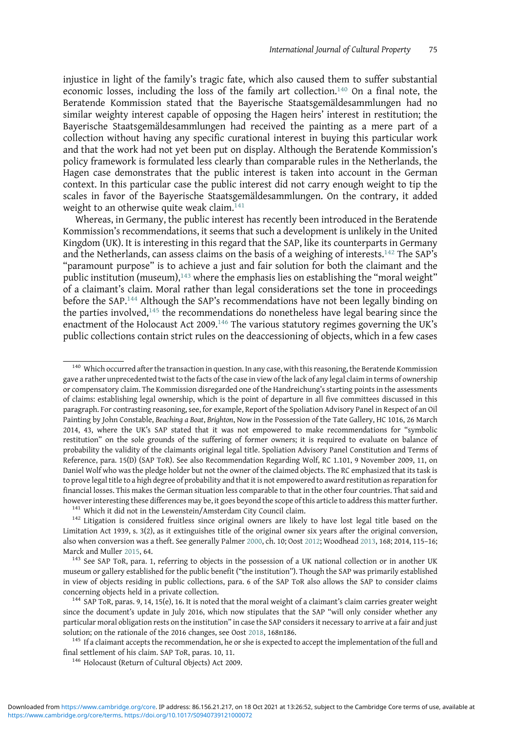injustice in light of the family's tragic fate, which also caused them to suffer substantial economic losses, including the loss of the family art collection.[140] On a final note, the Beratende Kommission stated that the Bayerische Staatsgemäldesammlungen had no similar weighty interest capable of opposing the Hagen heirs' interest in restitution; the Bayerische Staatsgemäldesammlungen had received the painting as a mere part of a collection without having any specific curational interest in buying this particular work and that the work had not yet been put on display. Although the Beratende Kommission's policy framework is formulated less clearly than comparable rules in the Netherlands, the Hagen case demonstrates that the public interest is taken into account in the German context. In this particular case the public interest did not carry enough weight to tip the scales in favor of the Bayerische Staatsgemäldesammlungen. On the contrary, it added weight to an otherwise quite weak claim.[141]

Whereas, in Germany, the public interest has recently been introduced in the Beratende Kommission's recommendations, it seems that such a development is unlikely in the United Kingdom (UK). It is interesting in this regard that the SAP, like its counterparts in Germany and the Netherlands, can assess claims on the basis of a weighing of interests.[142] The SAP's "paramount purpose" is to achieve a just and fair solution for both the claimant and the public institution (museum),[143] where the emphasis lies on establishing the "moral weight" of a claimant's claim. Moral rather than legal considerations set the tone in proceedings before the SAP.[144] Although the SAP's recommendations have not been legally binding on the parties involved,[145] the recommendations do nonetheless have legal bearing since the enactment of the Holocaust Act 2009.[146] The various statutory regimes governing the UK's public collections contain strict rules on the deaccessioning of objects, which in a few cases

---

[140] Which occurred after the transaction in question. In any case, with this reasoning, the Beratende Kommission gave a rather unprecedented twist to the facts of the case in view of the lack of any legal claim in terms of ownership or compensatory claim. The Kommission disregarded one of the Handreichung's starting points in the assessments of claims: establishing legal ownership, which is the point of departure in all five committees discussed in this paragraph. For contrasting reasoning, see, for example, Report of the Spoliation Advisory Panel in Respect of an Oil Painting by John Constable, *Beaching a Boat*, *Brighton*, Now in the Possession of the Tate Gallery, HC 1016, 26 March 2014, 43, where the UK's SAP stated that it was not empowered to make recommendations for "symbolic restitution" on the sole grounds of the suffering of former owners; it is required to evaluate on balance of probability the validity of the claimants original legal title. Spoliation Advisory Panel Constitution and Terms of Reference, para. 15(D) (SAP ToR). See also Recommendation Regarding Wolf, RC 1.101, 9 November 2009, 11, on Daniel Wolf who was the pledge holder but not the owner of the claimed objects. The RC emphasized that its task is to prove legal title to a high degree of probability and that it is not empowered to award restitution as reparation for financial losses. This makes the German situation less comparable to that in the other four countries. That said and however interesting these differences may be, it goes beyond the scope of this article to address this matter further.

[141] Which it did not in the Lewenstein/Amsterdam City Council claim.

[142] Litigation is considered fruitless since original owners are likely to have lost legal title based on the Limitation Act 1939, s. 3(2), as it extinguishes title of the original owner six years after the original conversion, also when conversion was a theft. See generally Palmer 2000, ch. 10; Oost 2012; Woodhead 2013, 168; 2014, 115–16; Marck and Muller 2015, 64.

[143] See SAP ToR, para. 1, referring to objects in the possession of a UK national collection or in another UK museum or gallery established for the public benefit ("the institution"). Though the SAP was primarily established in view of objects residing in public collections, para. 6 of the SAP ToR also allows the SAP to consider claims concerning objects held in a private collection.

[144] SAP ToR, paras. 9, 14, 15(e), 16. It is noted that the moral weight of a claimant's claim carries greater weight since the document's update in July 2016, which now stipulates that the SAP "will only consider whether any particular moral obligation rests on the institution" in case the SAP considers it necessary to arrive at a fair and just solution; on the rationale of the 2016 changes, see Oost 2018, 168n186.

[145] If a claimant accepts the recommendation, he or she is expected to accept the implementation of the full and final settlement of his claim. SAP ToR, paras. 10, 11.

[146] Holocaust (Return of Cultural Objects) Act 2009.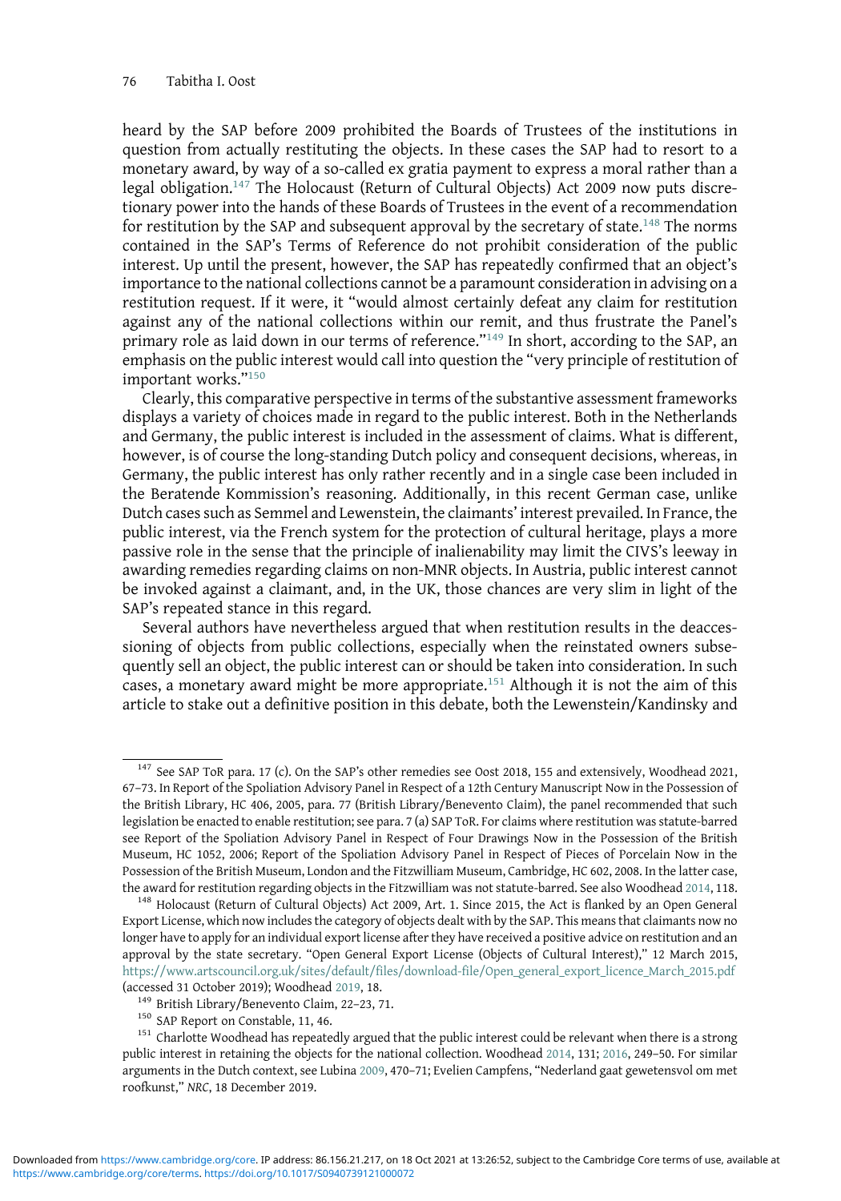heard by the SAP before 2009 prohibited the Boards of Trustees of the institutions in question from actually restituting the objects. In these cases the SAP had to resort to a monetary award, by way of a so-called ex gratia payment to express a moral rather than a legal obligation.[147] The Holocaust (Return of Cultural Objects) Act 2009 now puts discretionary power into the hands of these Boards of Trustees in the event of a recommendation for restitution by the SAP and subsequent approval by the secretary of state.[148] The norms contained in the SAP's Terms of Reference do not prohibit consideration of the public interest. Up until the present, however, the SAP has repeatedly confirmed that an object's importance to the national collections cannot be a paramount consideration in advising on a restitution request. If it were, it "would almost certainly defeat any claim for restitution against any of the national collections within our remit, and thus frustrate the Panel's primary role as laid down in our terms of reference."[149] In short, according to the SAP, an emphasis on the public interest would call into question the "very principle of restitution of important works."[150]

Clearly, this comparative perspective in terms of the substantive assessment frameworks displays a variety of choices made in regard to the public interest. Both in the Netherlands and Germany, the public interest is included in the assessment of claims. What is different, however, is of course the long-standing Dutch policy and consequent decisions, whereas, in Germany, the public interest has only rather recently and in a single case been included in the Beratende Kommission's reasoning. Additionally, in this recent German case, unlike Dutch cases such as Semmel and Lewenstein, the claimants' interest prevailed. In France, the public interest, via the French system for the protection of cultural heritage, plays a more passive role in the sense that the principle of inalienability may limit the CIVS's leeway in awarding remedies regarding claims on non-MNR objects. In Austria, public interest cannot be invoked against a claimant, and, in the UK, those chances are very slim in light of the SAP's repeated stance in this regard.

Several authors have nevertheless argued that when restitution results in the deaccessioning of objects from public collections, especially when the reinstated owners subsequently sell an object, the public interest can or should be taken into consideration. In such cases, a monetary award might be more appropriate.[151] Although it is not the aim of this article to stake out a definitive position in this debate, both the Lewenstein/Kandinsky and

---

[147] See SAP ToR para. 17 (c). On the SAP's other remedies see Oost 2018, 155 and extensively, Woodhead 2021, 67–73. In Report of the Spoliation Advisory Panel in Respect of a 12th Century Manuscript Now in the Possession of the British Library, HC 406, 2005, para. 77 (British Library/Benevento Claim), the panel recommended that such legislation be enacted to enable restitution; see para. 7 (a) SAP ToR. For claims where restitution was statute-barred see Report of the Spoliation Advisory Panel in Respect of Four Drawings Now in the Possession of the British Museum, HC 1052, 2006; Report of the Spoliation Advisory Panel in Respect of Pieces of Porcelain Now in the Possession of the British Museum, London and the Fitzwilliam Museum, Cambridge, HC 602, 2008. In the latter case, the award for restitution regarding objects in the Fitzwilliam was not statute-barred. See also Woodhead 2014, 118.

[148] Holocaust (Return of Cultural Objects) Act 2009, Art. 1. Since 2015, the Act is flanked by an Open General Export License, which now includes the category of objects dealt with by the SAP. This means that claimants now no longer have to apply for an individual export license after they have received a positive advice on restitution and an approval by the state secretary. "Open General Export License (Objects of Cultural Interest)," 12 March 2015, https://www.artscouncil.org.uk/sites/default/files/download-file/Open_general_export_licence_March_2015.pdf (accessed 31 October 2019); Woodhead 2019, 18.

[149] British Library/Benevento Claim, 22–23, 71.

[150] SAP Report on Constable, 11, 46.

[151] Charlotte Woodhead has repeatedly argued that the public interest could be relevant when there is a strong public interest in retaining the objects for the national collection. Woodhead 2014, 131; 2016, 249–50. For similar arguments in the Dutch context, see Lubina 2009, 470–71; Evelien Campfens, "Nederland gaat gewetensvol om met roofkunst," *NRC*, 18 December 2019.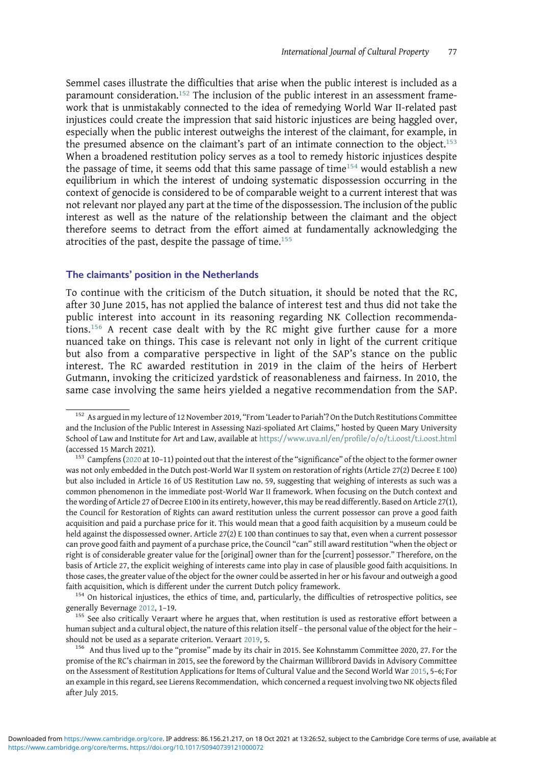Semmel cases illustrate the difficulties that arise when the public interest is included as a paramount consideration.[152] The inclusion of the public interest in an assessment framework that is unmistakably connected to the idea of remedying World War II-related past injustices could create the impression that said historic injustices are being haggled over, especially when the public interest outweighs the interest of the claimant, for example, in the presumed absence on the claimant's part of an intimate connection to the object.[153] When a broadened restitution policy serves as a tool to remedy historic injustices despite the passage of time, it seems odd that this same passage of time[154] would establish a new equilibrium in which the interest of undoing systematic dispossession occurring in the context of genocide is considered to be of comparable weight to a current interest that was not relevant nor played any part at the time of the dispossession. The inclusion of the public interest as well as the nature of the relationship between the claimant and the object therefore seems to detract from the effort aimed at fundamentally acknowledging the atrocities of the past, despite the passage of time.[155]

### The claimants' position in the Netherlands

To continue with the criticism of the Dutch situation, it should be noted that the RC, after 30 June 2015, has not applied the balance of interest test and thus did not take the public interest into account in its reasoning regarding NK Collection recommendations.[156] A recent case dealt with by the RC might give further cause for a more nuanced take on things. This case is relevant not only in light of the current critique but also from a comparative perspective in light of the SAP's stance on the public interest. The RC awarded restitution in 2019 in the claim of the heirs of Herbert Gutmann, invoking the criticized yardstick of reasonableness and fairness. In 2010, the same case involving the same heirs yielded a negative recommendation from the SAP.

---

[152] As argued in my lecture of 12 November 2019, "From 'Leader to Pariah'? On the Dutch Restitutions Committee and the Inclusion of the Public Interest in Assessing Nazi-spoliated Art Claims," hosted by Queen Mary University School of Law and Institute for Art and Law, available at https://www.uva.nl/en/profile/o/o/t.i.oost/t.i.oost.html (accessed 15 March 2021).

[153] Campfens (2020 at 10–11) pointed out that the interest of the "significance" of the object to the former owner was not only embedded in the Dutch post-World War II system on restoration of rights (Article 27(2) Decree E 100) but also included in Article 16 of US Restitution Law no. 59, suggesting that weighing of interests as such was a common phenomenon in the immediate post-World War II framework. When focusing on the Dutch context and the wording of Article 27 of Decree E100 in its entirety, however, this may be read differently. Based on Article 27(1), the Council for Restoration of Rights can award restitution unless the current possessor can prove a good faith acquisition and paid a purchase price for it. This would mean that a good faith acquisition by a museum could be held against the dispossessed owner. Article 27(2) E 100 than continues to say that, even when a current possessor can prove good faith and payment of a purchase price, the Council "can" still award restitution "when the object or right is of considerable greater value for the [original] owner than for the [current] possessor." Therefore, on the basis of Article 27, the explicit weighing of interests came into play in case of plausible good faith acquisitions. In those cases, the greater value of the object for the owner could be asserted in her or his favour and outweigh a good faith acquisition, which is different under the current Dutch policy framework.

[154] On historical injustices, the ethics of time, and, particularly, the difficulties of retrospective politics, see generally Bevernage 2012, 1–19.

[155] See also critically Veraart where he argues that, when restitution is used as restorative effort between a human subject and a cultural object, the nature of this relation itself – the personal value of the object for the heir – should not be used as a separate criterion. Veraart 2019, 5.

[156] And thus lived up to the "promise" made by its chair in 2015. See Kohnstamm Committee 2020, 27. For the promise of the RC's chairman in 2015, see the foreword by the Chairman Willibrord Davids in Advisory Committee on the Assessment of Restitution Applications for Items of Cultural Value and the Second World War 2015, 5–6; For an example in this regard, see Lierens Recommendation, which concerned a request involving two NK objects filed after July 2015.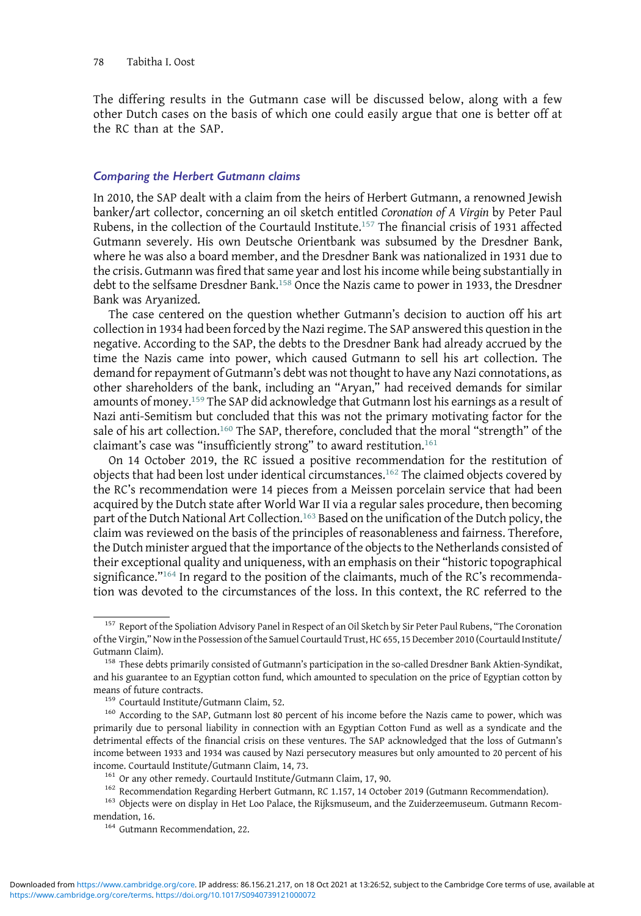The differing results in the Gutmann case will be discussed below, along with a few other Dutch cases on the basis of which one could easily argue that one is better off at the RC than at the SAP.

### *Comparing the Herbert Gutmann claims*

In 2010, the SAP dealt with a claim from the heirs of Herbert Gutmann, a renowned Jewish banker/art collector, concerning an oil sketch entitled *Coronation of A Virgin* by Peter Paul Rubens, in the collection of the Courtauld Institute.[157] The financial crisis of 1931 affected Gutmann severely. His own Deutsche Orientbank was subsumed by the Dresdner Bank, where he was also a board member, and the Dresdner Bank was nationalized in 1931 due to the crisis. Gutmann was fired that same year and lost his income while being substantially in debt to the selfsame Dresdner Bank.[158] Once the Nazis came to power in 1933, the Dresdner Bank was Aryanized.

The case centered on the question whether Gutmann's decision to auction off his art collection in 1934 had been forced by the Nazi regime. The SAP answered this question in the negative. According to the SAP, the debts to the Dresdner Bank had already accrued by the time the Nazis came into power, which caused Gutmann to sell his art collection. The demand for repayment of Gutmann's debt was not thought to have any Nazi connotations, as other shareholders of the bank, including an "Aryan," had received demands for similar amounts of money.[159] The SAP did acknowledge that Gutmann lost his earnings as a result of Nazi anti-Semitism but concluded that this was not the primary motivating factor for the sale of his art collection.[160] The SAP, therefore, concluded that the moral "strength" of the claimant's case was "insufficiently strong" to award restitution.[161]

On 14 October 2019, the RC issued a positive recommendation for the restitution of objects that had been lost under identical circumstances.[162] The claimed objects covered by the RC's recommendation were 14 pieces from a Meissen porcelain service that had been acquired by the Dutch state after World War II via a regular sales procedure, then becoming part of the Dutch National Art Collection.[163] Based on the unification of the Dutch policy, the claim was reviewed on the basis of the principles of reasonableness and fairness. Therefore, the Dutch minister argued that the importance of the objects to the Netherlands consisted of their exceptional quality and uniqueness, with an emphasis on their "historic topographical significance."[164] In regard to the position of the claimants, much of the RC's recommendation was devoted to the circumstances of the loss. In this context, the RC referred to the

---

[157] Report of the Spoliation Advisory Panel in Respect of an Oil Sketch by Sir Peter Paul Rubens, "The Coronation of the Virgin," Now in the Possession of the Samuel Courtauld Trust, HC 655, 15 December 2010 (Courtauld Institute/Gutmann Claim).

[158] These debts primarily consisted of Gutmann's participation in the so-called Dresdner Bank Aktien-Syndikat, and his guarantee to an Egyptian cotton fund, which amounted to speculation on the price of Egyptian cotton by means of future contracts.

[159] Courtauld Institute/Gutmann Claim, 52.

[160] According to the SAP, Gutmann lost 80 percent of his income before the Nazis came to power, which was primarily due to personal liability in connection with an Egyptian Cotton Fund as well as a syndicate and the detrimental effects of the financial crisis on these ventures. The SAP acknowledged that the loss of Gutmann's income between 1933 and 1934 was caused by Nazi persecutory measures but only amounted to 20 percent of his income. Courtauld Institute/Gutmann Claim, 14, 73.

[161] Or any other remedy. Courtauld Institute/Gutmann Claim, 17, 90.

[162] Recommendation Regarding Herbert Gutmann, RC 1.157, 14 October 2019 (Gutmann Recommendation).

[163] Objects were on display in Het Loo Palace, the Rijksmuseum, and the Zuiderzeemuseum. Gutmann Recommendation, 16.

[164] Gutmann Recommendation, 22.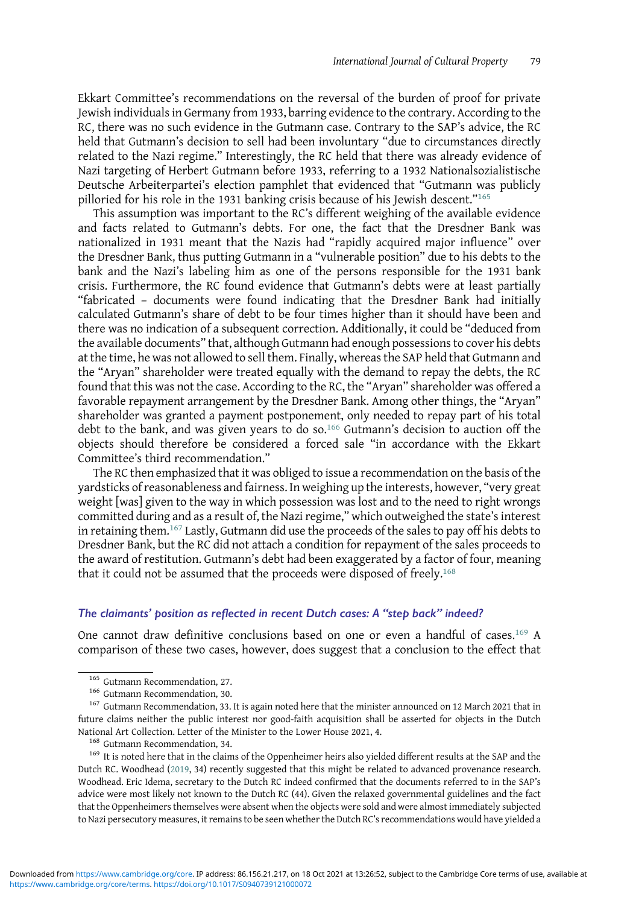Ekkart Committee's recommendations on the reversal of the burden of proof for private Jewish individuals in Germany from 1933, barring evidence to the contrary. According to the RC, there was no such evidence in the Gutmann case. Contrary to the SAP's advice, the RC held that Gutmann's decision to sell had been involuntary "due to circumstances directly related to the Nazi regime." Interestingly, the RC held that there was already evidence of Nazi targeting of Herbert Gutmann before 1933, referring to a 1932 Nationalsozialistische Deutsche Arbeiterpartei's election pamphlet that evidenced that "Gutmann was publicly pilloried for his role in the 1931 banking crisis because of his Jewish descent."[165]

This assumption was important to the RC's different weighing of the available evidence and facts related to Gutmann's debts. For one, the fact that the Dresdner Bank was nationalized in 1931 meant that the Nazis had "rapidly acquired major influence" over the Dresdner Bank, thus putting Gutmann in a "vulnerable position" due to his debts to the bank and the Nazi's labeling him as one of the persons responsible for the 1931 bank crisis. Furthermore, the RC found evidence that Gutmann's debts were at least partially "fabricated – documents were found indicating that the Dresdner Bank had initially calculated Gutmann's share of debt to be four times higher than it should have been and there was no indication of a subsequent correction. Additionally, it could be "deduced from the available documents" that, although Gutmann had enough possessions to cover his debts at the time, he was not allowed to sell them. Finally, whereas the SAP held that Gutmann and the "Aryan" shareholder were treated equally with the demand to repay the debts, the RC found that this was not the case. According to the RC, the "Aryan" shareholder was offered a favorable repayment arrangement by the Dresdner Bank. Among other things, the "Aryan" shareholder was granted a payment postponement, only needed to repay part of his total debt to the bank, and was given years to do so.[166] Gutmann's decision to auction off the objects should therefore be considered a forced sale "in accordance with the Ekkart Committee's third recommendation."

The RC then emphasized that it was obliged to issue a recommendation on the basis of the yardsticks of reasonableness and fairness. In weighing up the interests, however, "very great weight [was] given to the way in which possession was lost and to the need to right wrongs committed during and as a result of, the Nazi regime," which outweighed the state's interest in retaining them.[167] Lastly, Gutmann did use the proceeds of the sales to pay off his debts to Dresdner Bank, but the RC did not attach a condition for repayment of the sales proceeds to the award of restitution. Gutmann's debt had been exaggerated by a factor of four, meaning that it could not be assumed that the proceeds were disposed of freely.[168]

### *The claimants' position as reflected in recent Dutch cases: A "step back" indeed?*

One cannot draw definitive conclusions based on one or even a handful of cases.[169] A comparison of these two cases, however, does suggest that a conclusion to the effect that

---

[165] Gutmann Recommendation, 27.

[166] Gutmann Recommendation, 30.

[167] Gutmann Recommendation, 33. It is again noted here that the minister announced on 12 March 2021 that in future claims neither the public interest nor good-faith acquisition shall be asserted for objects in the Dutch National Art Collection. Letter of the Minister to the Lower House 2021, 4.

[168] Gutmann Recommendation, 34.

[169] It is noted here that in the claims of the Oppenheimer heirs also yielded different results at the SAP and the Dutch RC. Woodhead (2019, 34) recently suggested that this might be related to advanced provenance research. Woodhead. Eric Idema, secretary to the Dutch RC indeed confirmed that the documents referred to in the SAP's advice were most likely not known to the Dutch RC (44). Given the relaxed governmental guidelines and the fact that the Oppenheimers themselves were absent when the objects were sold and were almost immediately subjected to Nazi persecutory measures, it remains to be seen whether the Dutch RC's recommendations would have yielded a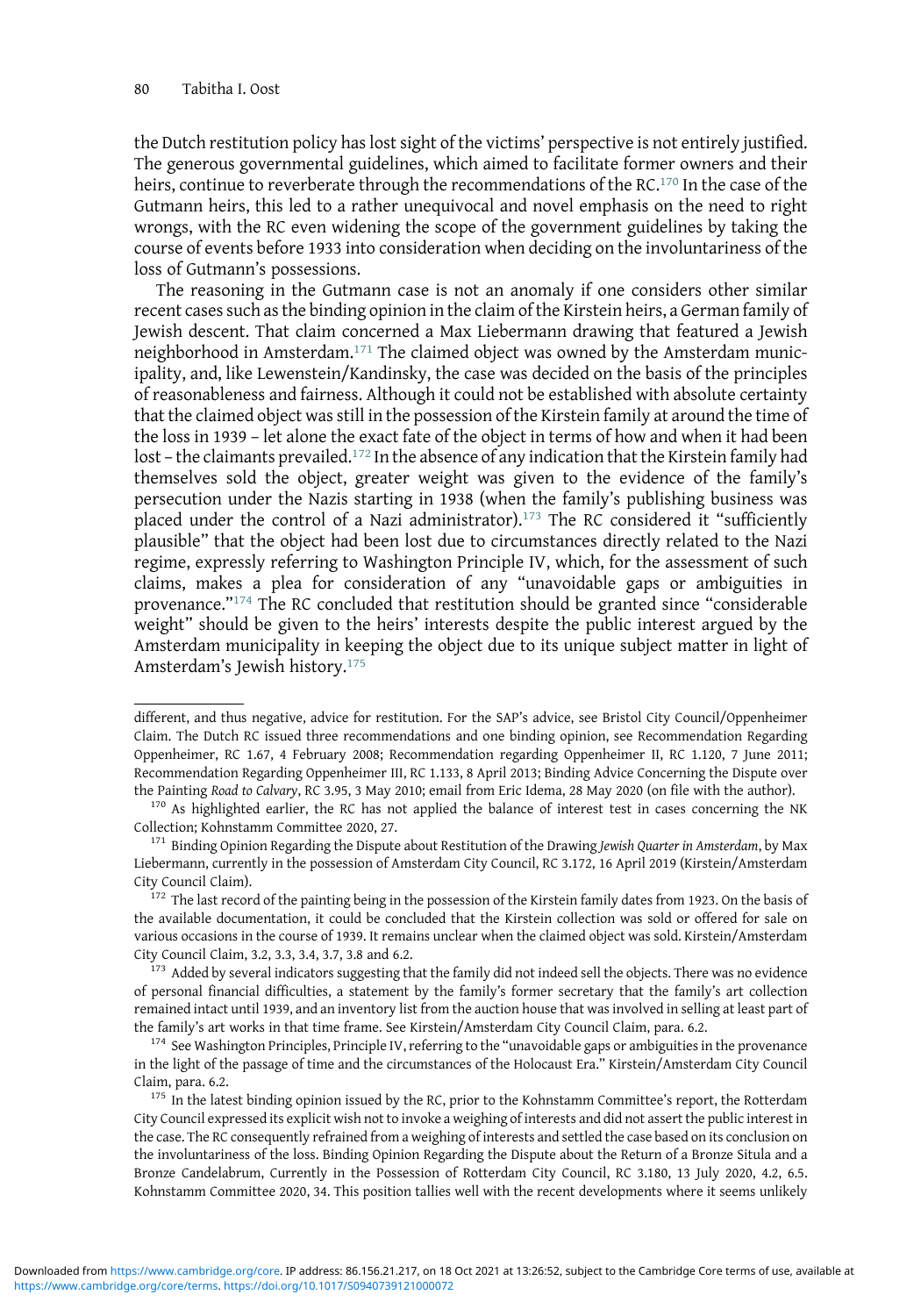the Dutch restitution policy has lost sight of the victims' perspective is not entirely justified. The generous governmental guidelines, which aimed to facilitate former owners and their heirs, continue to reverberate through the recommendations of the RC.[170] In the case of the Gutmann heirs, this led to a rather unequivocal and novel emphasis on the need to right wrongs, with the RC even widening the scope of the government guidelines by taking the course of events before 1933 into consideration when deciding on the involuntariness of the loss of Gutmann's possessions.

The reasoning in the Gutmann case is not an anomaly if one considers other similar recent cases such as the binding opinion in the claim of the Kirstein heirs, a German family of Jewish descent. That claim concerned a Max Liebermann drawing that featured a Jewish neighborhood in Amsterdam.[171] The claimed object was owned by the Amsterdam municipality, and, like Lewenstein/Kandinsky, the case was decided on the basis of the principles of reasonableness and fairness. Although it could not be established with absolute certainty that the claimed object was still in the possession of the Kirstein family at around the time of the loss in 1939 – let alone the exact fate of the object in terms of how and when it had been lost – the claimants prevailed.[172] In the absence of any indication that the Kirstein family had themselves sold the object, greater weight was given to the evidence of the family's persecution under the Nazis starting in 1938 (when the family's publishing business was placed under the control of a Nazi administrator).[173] The RC considered it "sufficiently plausible" that the object had been lost due to circumstances directly related to the Nazi regime, expressly referring to Washington Principle IV, which, for the assessment of such claims, makes a plea for consideration of any "unavoidable gaps or ambiguities in provenance."[174] The RC concluded that restitution should be granted since "considerable weight" should be given to the heirs' interests despite the public interest argued by the Amsterdam municipality in keeping the object due to its unique subject matter in light of Amsterdam's Jewish history.[175]

---

different, and thus negative, advice for restitution. For the SAP's advice, see Bristol City Council/Oppenheimer Claim. The Dutch RC issued three recommendations and one binding opinion, see Recommendation Regarding Oppenheimer, RC 1.67, 4 February 2008; Recommendation regarding Oppenheimer II, RC 1.120, 7 June 2011; Recommendation Regarding Oppenheimer III, RC 1.133, 8 April 2013; Binding Advice Concerning the Dispute over the Painting *Road to Calvary*, RC 3.95, 3 May 2010; email from Eric Idema, 28 May 2020 (on file with the author).

[170] As highlighted earlier, the RC has not applied the balance of interest test in cases concerning the NK Collection; Kohnstamm Committee 2020, 27.

[171] Binding Opinion Regarding the Dispute about Restitution of the Drawing *Jewish Quarter in Amsterdam*, by Max Liebermann, currently in the possession of Amsterdam City Council, RC 3.172, 16 April 2019 (Kirstein/Amsterdam City Council Claim).

[172] The last record of the painting being in the possession of the Kirstein family dates from 1923. On the basis of the available documentation, it could be concluded that the Kirstein collection was sold or offered for sale on various occasions in the course of 1939. It remains unclear when the claimed object was sold. Kirstein/Amsterdam City Council Claim, 3.2, 3.3, 3.4, 3.7, 3.8 and 6.2.

[173] Added by several indicators suggesting that the family did not indeed sell the objects. There was no evidence of personal financial difficulties, a statement by the family's former secretary that the family's art collection remained intact until 1939, and an inventory list from the auction house that was involved in selling at least part of the family's art works in that time frame. See Kirstein/Amsterdam City Council Claim, para. 6.2.

[174] See Washington Principles, Principle IV, referring to the "unavoidable gaps or ambiguities in the provenance in the light of the passage of time and the circumstances of the Holocaust Era." Kirstein/Amsterdam City Council Claim, para. 6.2.

[175] In the latest binding opinion issued by the RC, prior to the Kohnstamm Committee's report, the Rotterdam City Council expressed its explicit wish not to invoke a weighing of interests and did not assert the public interest in the case. The RC consequently refrained from a weighing of interests and settled the case based on its conclusion on the involuntariness of the loss. Binding Opinion Regarding the Dispute about the Return of a Bronze Situla and a Bronze Candelabrum, Currently in the Possession of Rotterdam City Council, RC 3.180, 13 July 2020, 4.2, 6.5. Kohnstamm Committee 2020, 34. This position tallies well with the recent developments where it seems unlikely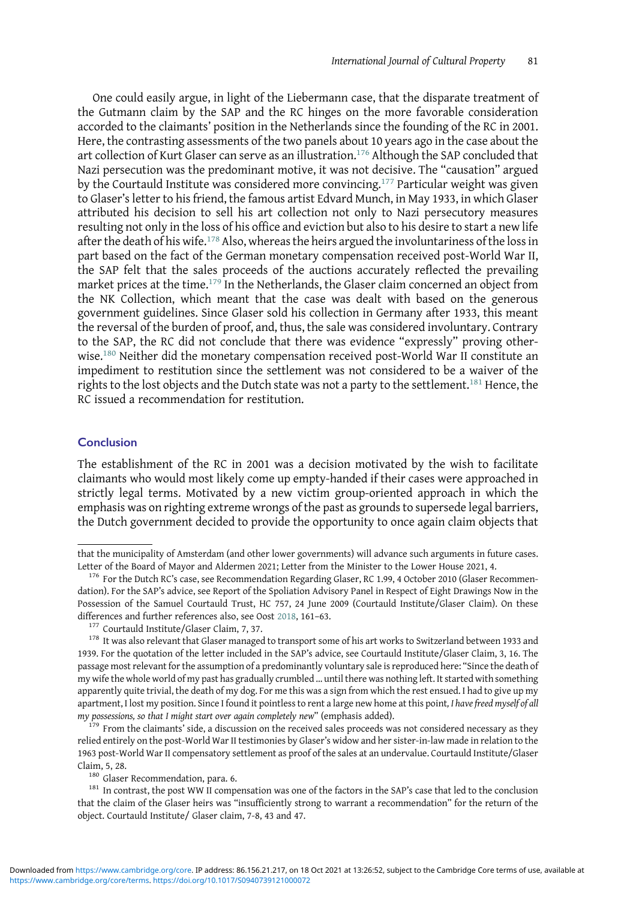One could easily argue, in light of the Liebermann case, that the disparate treatment of the Gutmann claim by the SAP and the RC hinges on the more favorable consideration accorded to the claimants' position in the Netherlands since the founding of the RC in 2001. Here, the contrasting assessments of the two panels about 10 years ago in the case about the art collection of Kurt Glaser can serve as an illustration.[176] Although the SAP concluded that Nazi persecution was the predominant motive, it was not decisive. The "causation" argued by the Courtauld Institute was considered more convincing.[177] Particular weight was given to Glaser's letter to his friend, the famous artist Edvard Munch, in May 1933, in which Glaser attributed his decision to sell his art collection not only to Nazi persecutory measures resulting not only in the loss of his office and eviction but also to his desire to start a new life after the death of his wife.[178] Also, whereas the heirs argued the involuntariness of the loss in part based on the fact of the German monetary compensation received post-World War II, the SAP felt that the sales proceeds of the auctions accurately reflected the prevailing market prices at the time.[179] In the Netherlands, the Glaser claim concerned an object from the NK Collection, which meant that the case was dealt with based on the generous government guidelines. Since Glaser sold his collection in Germany after 1933, this meant the reversal of the burden of proof, and, thus, the sale was considered involuntary. Contrary to the SAP, the RC did not conclude that there was evidence "expressly" proving otherwise.[180] Neither did the monetary compensation received post-World War II constitute an impediment to restitution since the settlement was not considered to be a waiver of the rights to the lost objects and the Dutch state was not a party to the settlement.[181] Hence, the RC issued a recommendation for restitution.

## Conclusion

The establishment of the RC in 2001 was a decision motivated by the wish to facilitate claimants who would most likely come up empty-handed if their cases were approached in strictly legal terms. Motivated by a new victim group-oriented approach in which the emphasis was on righting extreme wrongs of the past as grounds to supersede legal barriers, the Dutch government decided to provide the opportunity to once again claim objects that

---

that the municipality of Amsterdam (and other lower governments) will advance such arguments in future cases. Letter of the Board of Mayor and Aldermen 2021; Letter from the Minister to the Lower House 2021, 4.

[176] For the Dutch RC's case, see Recommendation Regarding Glaser, RC 1.99, 4 October 2010 (Glaser Recommendation). For the SAP's advice, see Report of the Spoliation Advisory Panel in Respect of Eight Drawings Now in the Possession of the Samuel Courtauld Trust, HC 757, 24 June 2009 (Courtauld Institute/Glaser Claim). On these differences and further references also, see Oost 2018, 161–63.

[177] Courtauld Institute/Glaser Claim, 7, 37.

[178] It was also relevant that Glaser managed to transport some of his art works to Switzerland between 1933 and 1939. For the quotation of the letter included in the SAP's advice, see Courtauld Institute/Glaser Claim, 3, 16. The passage most relevant for the assumption of a predominantly voluntary sale is reproduced here: "Since the death of my wife the whole world of my past has gradually crumbled ... until there was nothing left. It started with something apparently quite trivial, the death of my dog. For me this was a sign from which the rest ensued. I had to give up my apartment, I lost my position. Since I found it pointless to rent a large new home at this point, *I have freed myself of all my possessions, so that I might start over again completely new*" (emphasis added).

[179] From the claimants' side, a discussion on the received sales proceeds was not considered necessary as they relied entirely on the post-World War II testimonies by Glaser's widow and her sister-in-law made in relation to the 1963 post-World War II compensatory settlement as proof of the sales at an undervalue. Courtauld Institute/Glaser Claim, 5, 28.

[180] Glaser Recommendation, para. 6.

[181] In contrast, the post WW II compensation was one of the factors in the SAP's case that led to the conclusion that the claim of the Glaser heirs was "insufficiently strong to warrant a recommendation" for the return of the object. Courtauld Institute/ Glaser claim, 7-8, 43 and 47.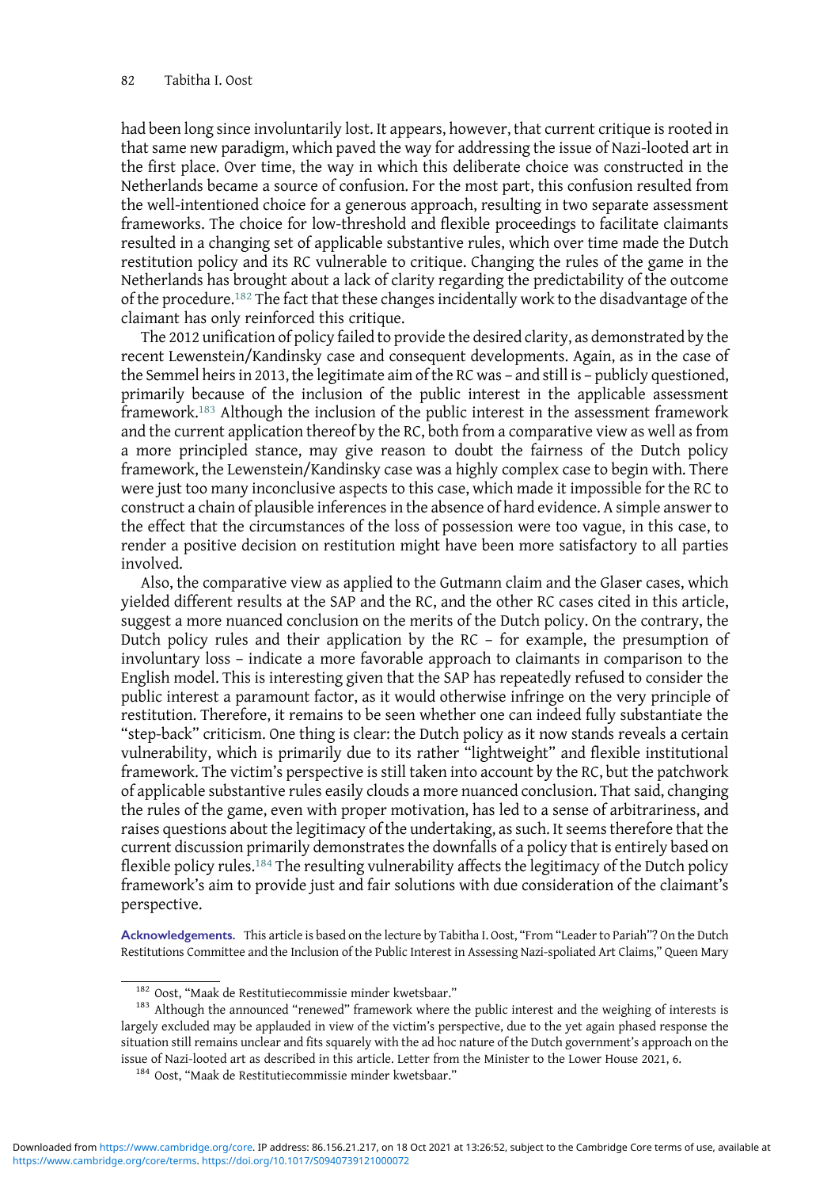had been long since involuntarily lost. It appears, however, that current critique is rooted in that same new paradigm, which paved the way for addressing the issue of Nazi-looted art in the first place. Over time, the way in which this deliberate choice was constructed in the Netherlands became a source of confusion. For the most part, this confusion resulted from the well-intentioned choice for a generous approach, resulting in two separate assessment frameworks. The choice for low-threshold and flexible proceedings to facilitate claimants resulted in a changing set of applicable substantive rules, which over time made the Dutch restitution policy and its RC vulnerable to critique. Changing the rules of the game in the Netherlands has brought about a lack of clarity regarding the predictability of the outcome of the procedure.[182] The fact that these changes incidentally work to the disadvantage of the claimant has only reinforced this critique.

The 2012 unification of policy failed to provide the desired clarity, as demonstrated by the recent Lewenstein/Kandinsky case and consequent developments. Again, as in the case of the Semmel heirs in 2013, the legitimate aim of the RC was – and still is – publicly questioned, primarily because of the inclusion of the public interest in the applicable assessment framework.[183] Although the inclusion of the public interest in the assessment framework and the current application thereof by the RC, both from a comparative view as well as from a more principled stance, may give reason to doubt the fairness of the Dutch policy framework, the Lewenstein/Kandinsky case was a highly complex case to begin with. There were just too many inconclusive aspects to this case, which made it impossible for the RC to construct a chain of plausible inferences in the absence of hard evidence. A simple answer to the effect that the circumstances of the loss of possession were too vague, in this case, to render a positive decision on restitution might have been more satisfactory to all parties involved.

Also, the comparative view as applied to the Gutmann claim and the Glaser cases, which yielded different results at the SAP and the RC, and the other RC cases cited in this article, suggest a more nuanced conclusion on the merits of the Dutch policy. On the contrary, the Dutch policy rules and their application by the RC – for example, the presumption of involuntary loss – indicate a more favorable approach to claimants in comparison to the English model. This is interesting given that the SAP has repeatedly refused to consider the public interest a paramount factor, as it would otherwise infringe on the very principle of restitution. Therefore, it remains to be seen whether one can indeed fully substantiate the "step-back" criticism. One thing is clear: the Dutch policy as it now stands reveals a certain vulnerability, which is primarily due to its rather "lightweight" and flexible institutional framework. The victim's perspective is still taken into account by the RC, but the patchwork of applicable substantive rules easily clouds a more nuanced conclusion. That said, changing the rules of the game, even with proper motivation, has led to a sense of arbitrariness, and raises questions about the legitimacy of the undertaking, as such. It seems therefore that the current discussion primarily demonstrates the downfalls of a policy that is entirely based on flexible policy rules.[184] The resulting vulnerability affects the legitimacy of the Dutch policy framework's aim to provide just and fair solutions with due consideration of the claimant's perspective.

**Acknowledgements.** This article is based on the lecture by Tabitha I. Oost, "From "Leader to Pariah"? On the Dutch Restitutions Committee and the Inclusion of the Public Interest in Assessing Nazi-spoliated Art Claims," Queen Mary

---

[182] Oost, "Maak de Restitutiecommissie minder kwetsbaar."

[183] Although the announced "renewed" framework where the public interest and the weighing of interests is largely excluded may be applauded in view of the victim's perspective, due to the yet again phased response the situation still remains unclear and fits squarely with the ad hoc nature of the Dutch government's approach on the issue of Nazi-looted art as described in this article. Letter from the Minister to the Lower House 2021, 6.

[184] Oost, "Maak de Restitutiecommissie minder kwetsbaar."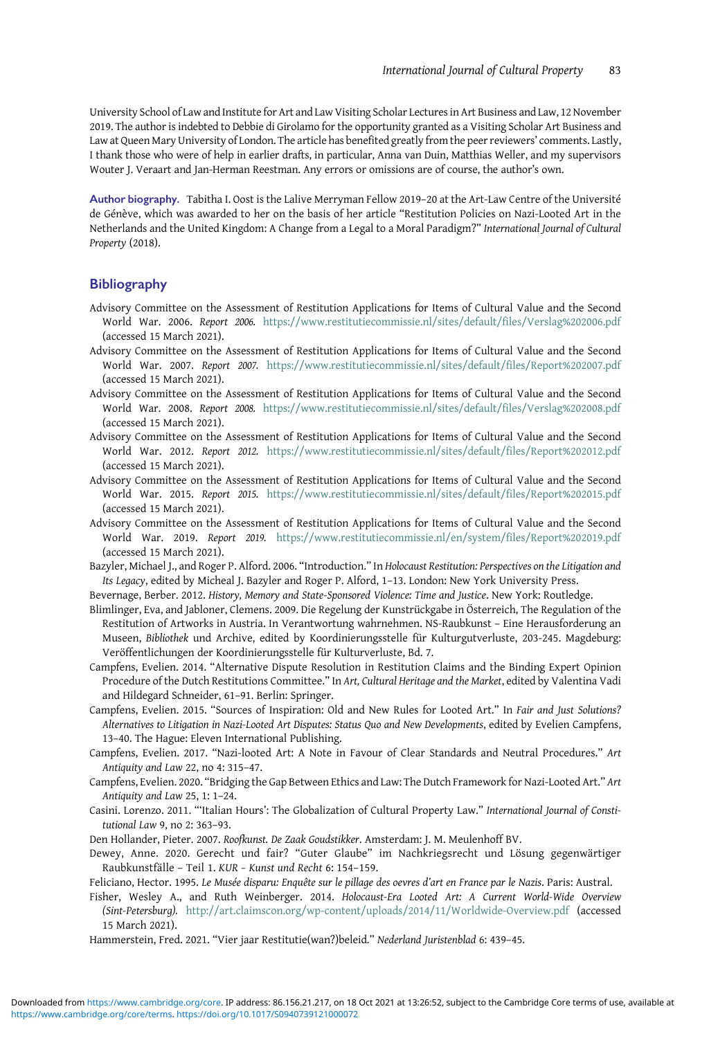University School of Law and Institute for Art and Law Visiting Scholar Lectures in Art Business and Law, 12 November 2019. The author is indebted to Debbie di Girolamo for the opportunity granted as a Visiting Scholar Art Business and Law at Queen Mary University of London. The article has benefited greatly from the peer reviewers' comments. Lastly, I thank those who were of help in earlier drafts, in particular, Anna van Duin, Matthias Weller, and my supervisors Wouter J. Veraart and Jan-Herman Reestman. Any errors or omissions are of course, the author's own.

**Author biography.** Tabitha I. Oost is the Lalive Merryman Fellow 2019–20 at the Art-Law Centre of the Université de Génève, which was awarded to her on the basis of her article "Restitution Policies on Nazi-Looted Art in the Netherlands and the United Kingdom: A Change from a Legal to a Moral Paradigm?" *International Journal of Cultural Property* (2018).

## Bibliography

Advisory Committee on the Assessment of Restitution Applications for Items of Cultural Value and the Second World War. 2006. *Report 2006.* https://www.restitutiecommissie.nl/sites/default/files/Verslag%202006.pdf (accessed 15 March 2021).

Advisory Committee on the Assessment of Restitution Applications for Items of Cultural Value and the Second World War. 2007. *Report 2007.* https://www.restitutiecommissie.nl/sites/default/files/Report%202007.pdf (accessed 15 March 2021).

Advisory Committee on the Assessment of Restitution Applications for Items of Cultural Value and the Second World War. 2008. *Report 2008.* https://www.restitutiecommissie.nl/sites/default/files/Verslag%202008.pdf (accessed 15 March 2021).

Advisory Committee on the Assessment of Restitution Applications for Items of Cultural Value and the Second World War. 2012. *Report 2012.* https://www.restitutiecommissie.nl/sites/default/files/Report%202012.pdf (accessed 15 March 2021).

Advisory Committee on the Assessment of Restitution Applications for Items of Cultural Value and the Second World War. 2015. *Report 2015.* https://www.restitutiecommissie.nl/sites/default/files/Report%202015.pdf (accessed 15 March 2021).

Advisory Committee on the Assessment of Restitution Applications for Items of Cultural Value and the Second World War. 2019. *Report 2019.* https://www.restitutiecommissie.nl/en/system/files/Report%202019.pdf (accessed 15 March 2021).

Bazyler, Michael J., and Roger P. Alford. 2006. "Introduction." In *Holocaust Restitution: Perspectives on the Litigation and Its Legacy*, edited by Micheal J. Bazyler and Roger P. Alford, 1–13. London: New York University Press.

Bevernage, Berber. 2012. *History, Memory and State-Sponsored Violence: Time and Justice*. New York: Routledge.

Blimlinger, Eva, and Jabloner, Clemens. 2009. Die Regelung der Kunstrückgabe in Österreich, The Regulation of the Restitution of Artworks in Austria. In Verantwortung wahrnehmen. NS-Raubkunst – Eine Herausforderung an Museen, *Bibliothek* und Archive, edited by Koordinierungsstelle für Kulturgutverluste, 203-245. Magdeburg: Veröffentlichungen der Koordinierungsstelle für Kulturverluste, Bd. 7.

Campfens, Evelien. 2014. "Alternative Dispute Resolution in Restitution Claims and the Binding Expert Opinion Procedure of the Dutch Restitutions Committee." In *Art, Cultural Heritage and the Market*, edited by Valentina Vadi and Hildegard Schneider, 61–91. Berlin: Springer.

Campfens, Evelien. 2015. "Sources of Inspiration: Old and New Rules for Looted Art." In *Fair and Just Solutions? Alternatives to Litigation in Nazi-Looted Art Disputes: Status Quo and New Developments*, edited by Evelien Campfens, 13–40. The Hague: Eleven International Publishing.

Campfens, Evelien. 2017. "Nazi-looted Art: A Note in Favour of Clear Standards and Neutral Procedures." *Art Antiquity and Law* 22, no 4: 315–47.

Campfens, Evelien. 2020. "Bridging the Gap Between Ethics and Law: The Dutch Framework for Nazi-Looted Art." *Art Antiquity and Law* 25, 1: 1–24.

Casini. Lorenzo. 2011. "'Italian Hours': The Globalization of Cultural Property Law." *International Journal of Constitutional Law* 9, no 2: 363–93.

Den Hollander, Pieter. 2007. *Roofkunst. De Zaak Goudstikker*. Amsterdam: J. M. Meulenhoff BV.

Dewey, Anne. 2020. Gerecht und fair? "Guter Glaube" im Nachkriegsrecht und Lösung gegenwärtiger Raubkunstfälle – Teil 1. *KUR – Kunst und Recht* 6: 154–159.

Feliciano, Hector. 1995. *Le Musée disparu: Enquête sur le pillage des oevres d'art en France par le Nazis*. Paris: Austral.

Fisher, Wesley A., and Ruth Weinberger. 2014. *Holocaust-Era Looted Art: A Current World-Wide Overview (Sint-Petersburg).* http://art.claimscon.org/wp-content/uploads/2014/11/Worldwide-Overview.pdf (accessed 15 March 2021).

Hammerstein, Fred. 2021. "Vier jaar Restitutie(wan?)beleid." *Nederland Juristenblad* 6: 439–45.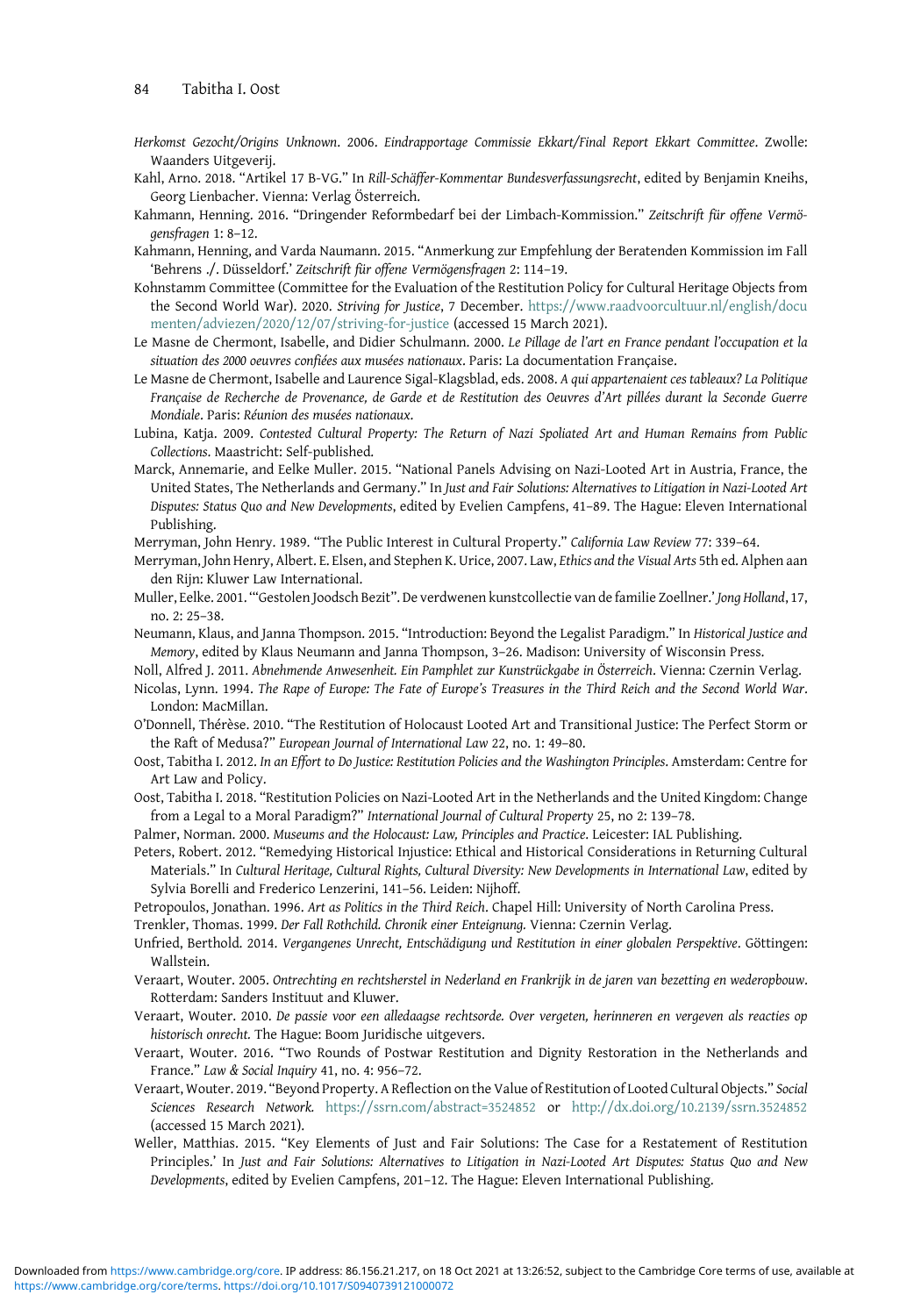*Herkomst Gezocht/Origins Unknown*. 2006. *Eindrapportage Commissie Ekkart/Final Report Ekkart Committee*. Zwolle: Waanders Uitgeverij.

Kahl, Arno. 2018. "Artikel 17 B-VG." In *Rill-Schäffer-Kommentar Bundesverfassungsrecht*, edited by Benjamin Kneihs, Georg Lienbacher. Vienna: Verlag Österreich.

Kahmann, Henning. 2016. "Dringender Reformbedarf bei der Limbach-Kommission." *Zeitschrift für offene Vermögensfragen* 1: 8–12.

Kahmann, Henning, and Varda Naumann. 2015. "Anmerkung zur Empfehlung der Beratenden Kommission im Fall 'Behrens ./. Düsseldorf.' *Zeitschrift für offene Vermögensfragen* 2: 114–19.

Kohnstamm Committee (Committee for the Evaluation of the Restitution Policy for Cultural Heritage Objects from the Second World War). 2020. *Striving for Justice*, 7 December. https://www.raadvoorcultuur.nl/english/documenten/adviezen/2020/12/07/striving-for-justice (accessed 15 March 2021).

Le Masne de Chermont, Isabelle, and Didier Schulmann. 2000. *Le Pillage de l'art en France pendant l'occupation et la situation des 2000 oeuvres confiées aux musées nationaux*. Paris: La documentation Française.

Le Masne de Chermont, Isabelle and Laurence Sigal-Klagsblad, eds. 2008. *A qui appartenaient ces tableaux? La Politique Française de Recherche de Provenance, de Garde et de Restitution des Oeuvres d'Art pillées durant la Seconde Guerre Mondiale*. Paris: *Réunion des musées nationaux*.

Lubina, Katja. 2009. *Contested Cultural Property: The Return of Nazi Spoliated Art and Human Remains from Public Collections*. Maastricht: Self-published.

Marck, Annemarie, and Eelke Muller. 2015. "National Panels Advising on Nazi-Looted Art in Austria, France, the United States, The Netherlands and Germany." In *Just and Fair Solutions: Alternatives to Litigation in Nazi-Looted Art Disputes: Status Quo and New Developments*, edited by Evelien Campfens, 41–89. The Hague: Eleven International Publishing.

Merryman, John Henry. 1989. "The Public Interest in Cultural Property." *California Law Review* 77: 339–64.

Merryman, John Henry, Albert. E. Elsen, and Stephen K. Urice, 2007. Law, *Ethics and the Visual Arts* 5th ed. Alphen aan den Rijn: Kluwer Law International.

Muller, Eelke. 2001. '"Gestolen Joodsch Bezit". De verdwenen kunstcollectie van de familie Zoellner.' *Jong Holland*, 17, no. 2: 25–38.

Neumann, Klaus, and Janna Thompson. 2015. "Introduction: Beyond the Legalist Paradigm." In *Historical Justice and Memory*, edited by Klaus Neumann and Janna Thompson, 3–26. Madison: University of Wisconsin Press.

Noll, Alfred J. 2011. *Abnehmende Anwesenheit. Ein Pamphlet zur Kunstrückgabe in Österreich*. Vienna: Czernin Verlag.

Nicolas, Lynn. 1994. *The Rape of Europe: The Fate of Europe's Treasures in the Third Reich and the Second World War*. London: MacMillan.

O'Donnell, Thérèse. 2010. "The Restitution of Holocaust Looted Art and Transitional Justice: The Perfect Storm or the Raft of Medusa?" *European Journal of International Law* 22, no. 1: 49–80.

Oost, Tabitha I. 2012. *In an Effort to Do Justice: Restitution Policies and the Washington Principles*. Amsterdam: Centre for Art Law and Policy.

Oost, Tabitha I. 2018. "Restitution Policies on Nazi-Looted Art in the Netherlands and the United Kingdom: Change from a Legal to a Moral Paradigm?" *International Journal of Cultural Property* 25, no 2: 139–78.

Palmer, Norman. 2000. *Museums and the Holocaust: Law, Principles and Practice*. Leicester: IAL Publishing.

Peters, Robert. 2012. "Remedying Historical Injustice: Ethical and Historical Considerations in Returning Cultural Materials." In *Cultural Heritage, Cultural Rights, Cultural Diversity: New Developments in International Law*, edited by Sylvia Borelli and Frederico Lenzerini, 141–56. Leiden: Nijhoff.

Petropoulos, Jonathan. 1996. *Art as Politics in the Third Reich*. Chapel Hill: University of North Carolina Press.

Trenkler, Thomas. 1999. *Der Fall Rothchild. Chronik einer Enteignung.* Vienna: Czernin Verlag.

Unfried, Berthold. 2014. *Vergangenes Unrecht, Entschädigung und Restitution in einer globalen Perspektive*. Göttingen: Wallstein.

Veraart, Wouter. 2005. *Ontrechting en rechtsherstel in Nederland en Frankrijk in de jaren van bezetting en wederopbouw*. Rotterdam: Sanders Instituut and Kluwer.

Veraart, Wouter. 2010. *De passie voor een alledaagse rechtsorde. Over vergeten, herinneren en vergeven als reacties op historisch onrecht.* The Hague: Boom Juridische uitgevers.

Veraart, Wouter. 2016. "Two Rounds of Postwar Restitution and Dignity Restoration in the Netherlands and France." *Law & Social Inquiry* 41, no. 4: 956–72.

Veraart, Wouter. 2019. "Beyond Property. A Reflection on the Value of Restitution of Looted Cultural Objects." *Social Sciences Research Network.* https://ssrn.com/abstract=3524852 or http://dx.doi.org/10.2139/ssrn.3524852 (accessed 15 March 2021).

Weller, Matthias. 2015. "Key Elements of Just and Fair Solutions: The Case for a Restatement of Restitution Principles.' In *Just and Fair Solutions: Alternatives to Litigation in Nazi-Looted Art Disputes: Status Quo and New Developments*, edited by Evelien Campfens, 201–12. The Hague: Eleven International Publishing.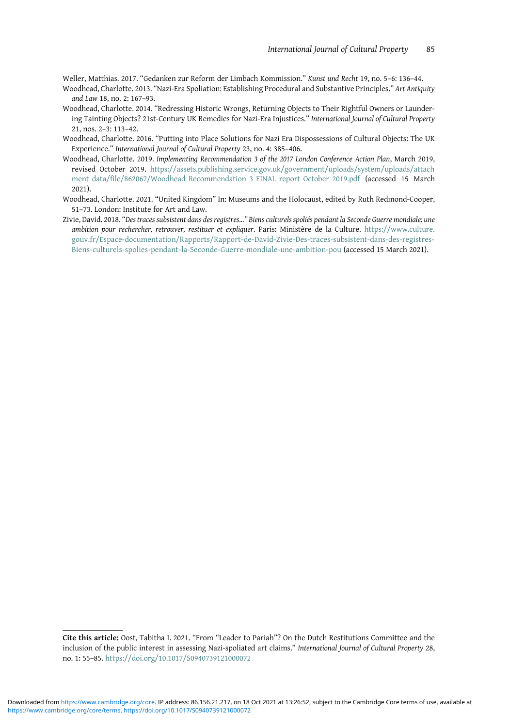Weller, Matthias. 2017. "Gedanken zur Reform der Limbach Kommission." *Kunst und Recht* 19, no. 5–6: 136–44.

Woodhead, Charlotte. 2013. "Nazi-Era Spoliation: Establishing Procedural and Substantive Principles." *Art Antiquity and Law* 18, no. 2: 167–93.

Woodhead, Charlotte. 2014. "Redressing Historic Wrongs, Returning Objects to Their Rightful Owners or Laundering Tainting Objects? 21st-Century UK Remedies for Nazi-Era Injustices." *International Journal of Cultural Property* 21, nos. 2–3: 113–42.

Woodhead, Charlotte. 2016. "Putting into Place Solutions for Nazi Era Dispossessions of Cultural Objects: The UK Experience." *International Journal of Cultural Property* 23, no. 4: 385–406.

Woodhead, Charlotte. 2019. *Implementing Recommendation 3 of the 2017 London Conference Action Plan*, March 2019, revised October 2019. https://assets.publishing.service.gov.uk/government/uploads/system/uploads/attachment_data/file/862067/Woodhead_Recommendation_3_FINAL_report_October_2019.pdf (accessed 15 March 2021).

Woodhead, Charlotte. 2021. "United Kingdom" In: Museums and the Holocaust, edited by Ruth Redmond-Cooper, 51–73. London: Institute for Art and Law.

Zivie, David. 2018. "*Des traces subsistent dans des registres…" Biens culturels spoliés pendant la Seconde Guerre mondiale: une ambition pour rechercher, retrouver, restituer et expliquer*. Paris: Ministère de la Culture. https://www.culture.gouv.fr/Espace-documentation/Rapports/Rapport-de-David-Zivie-Des-traces-subsistent-dans-des-registres-Biens-culturels-spolies-pendant-la-Seconde-Guerre-mondiale-une-ambition-pou (accessed 15 March 2021).

**Cite this article:** Oost, Tabitha I. 2021. "From "Leader to Pariah"? On the Dutch Restitutions Committee and the inclusion of the public interest in assessing Nazi-spoliated art claims." *International Journal of Cultural Property* 28, no. 1: 55–85. https://doi.org/10.1017/S0940739121000072